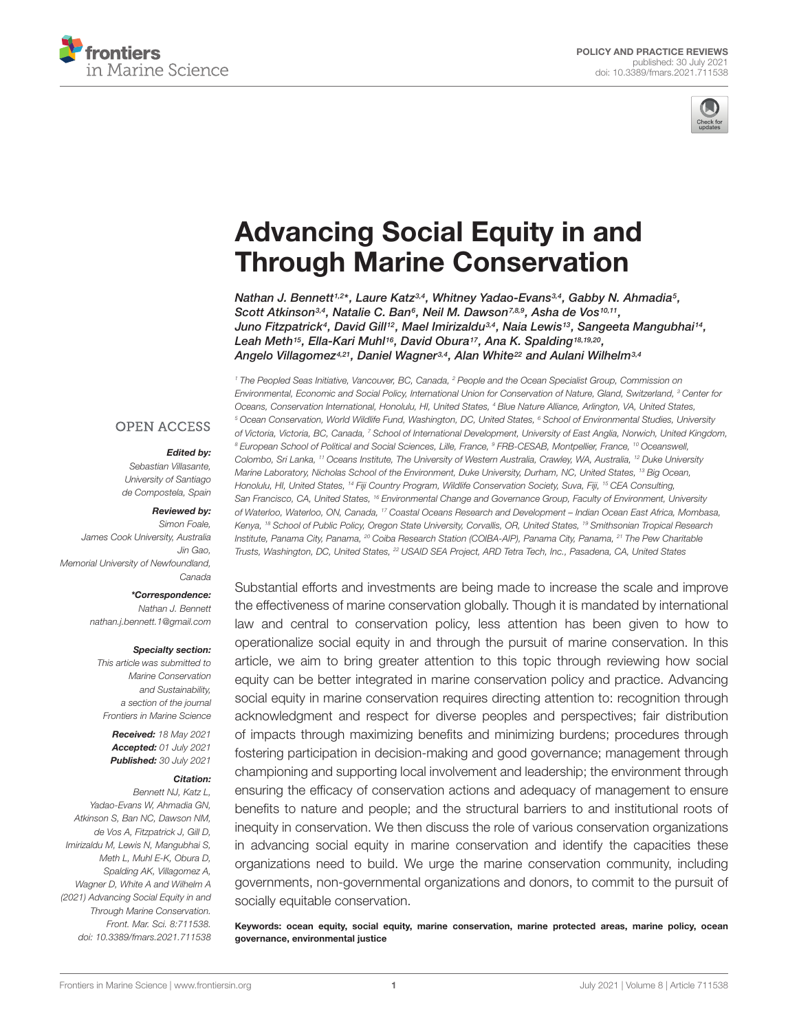POLICY AND PRACTICE REVIEWS
published: 30 July 2021
doi: 10.3389/fmars.2021.711538

# Advancing Social Equity in and Through Marine Conservation

Nathan J. Bennett[1,2]*, Laure Katz[3,4], Whitney Yadao-Evans[3,4], Gabby N. Ahmadia[5], Scott Atkinson[3,4], Natalie C. Ban[6], Neil M. Dawson[7,8,9], Asha de Vos[10,11], Juno Fitzpatrick[4], David Gill[12], Mael Imirizaldu[3,4], Naia Lewis[13], Sangeeta Mangubhai[14], Leah Meth[15], Ella-Kari Muhl[16], David Obura[17], Ana K. Spalding[18,19,20], Angelo Villagomez[4,21], Daniel Wagner[3,4], Alan White[22] and Aulani Wilhelm[3,4]

[1] The Peopled Seas Initiative, Vancouver, BC, Canada, [2] People and the Ocean Specialist Group, Commission on Environmental, Economic and Social Policy, International Union for Conservation of Nature, Gland, Switzerland, [3] Center for Oceans, Conservation International, Honolulu, HI, United States, [4] Blue Nature Alliance, Arlington, VA, United States, [5] Ocean Conservation, World Wildlife Fund, Washington, DC, United States, [6] School of Environmental Studies, University of Victoria, Victoria, BC, Canada, [7] School of International Development, University of East Anglia, Norwich, United Kingdom, [8] European School of Political and Social Sciences, Lille, France, [9] FRB-CESAB, Montpellier, France, [10] Oceanswell, Colombo, Sri Lanka, [11] Oceans Institute, The University of Western Australia, Crawley, WA, Australia, [12] Duke University Marine Laboratory, Nicholas School of the Environment, Duke University, Durham, NC, United States, [13] Big Ocean, Honolulu, HI, United States, [14] Fiji Country Program, Wildlife Conservation Society, Suva, Fiji, [15] CEA Consulting, San Francisco, CA, United States, [16] Environmental Change and Governance Group, Faculty of Environment, University of Waterloo, Waterloo, ON, Canada, [17] Coastal Oceans Research and Development – Indian Ocean East Africa, Mombasa, Kenya, [18] School of Public Policy, Oregon State University, Corvallis, OR, United States, [19] Smithsonian Tropical Research Institute, Panama City, Panama, [20] Coiba Research Station (COIBA-AIP), Panama City, Panama, [21] The Pew Charitable Trusts, Washington, DC, United States, [22] USAID SEA Project, ARD Tetra Tech, Inc., Pasadena, CA, United States

OPEN ACCESS

**Edited by:**
Sebastian Villasante, University of Santiago de Compostela, Spain

**Reviewed by:**
Simon Foale, James Cook University, Australia
Jin Gao, Memorial University of Newfoundland, Canada

***Correspondence:**
Nathan J. Bennett
nathan.j.bennett.1@gmail.com

**Specialty section:**
This article was submitted to Marine Conservation and Sustainability, a section of the journal Frontiers in Marine Science

**Received:** 18 May 2021
**Accepted:** 01 July 2021
**Published:** 30 July 2021

**Citation:**
Bennett NJ, Katz L, Yadao-Evans W, Ahmadia GN, Atkinson S, Ban NC, Dawson NM, de Vos A, Fitzpatrick J, Gill D, Imirizaldu M, Lewis N, Mangubhai S, Meth L, Muhl E-K, Obura D, Spalding AK, Villagomez A, Wagner D, White A and Wilhelm A (2021) Advancing Social Equity in and Through Marine Conservation. Front. Mar. Sci. 8:711538. doi: 10.3389/fmars.2021.711538

Substantial efforts and investments are being made to increase the scale and improve the effectiveness of marine conservation globally. Though it is mandated by international law and central to conservation policy, less attention has been given to how to operationalize social equity in and through the pursuit of marine conservation. In this article, we aim to bring greater attention to this topic through reviewing how social equity can be better integrated in marine conservation policy and practice. Advancing social equity in marine conservation requires directing attention to: recognition through acknowledgment and respect for diverse peoples and perspectives; fair distribution of impacts through maximizing benefits and minimizing burdens; procedures through fostering participation in decision-making and good governance; management through championing and supporting local involvement and leadership; the environment through ensuring the efficacy of conservation actions and adequacy of management to ensure benefits to nature and people; and the structural barriers to and institutional roots of inequity in conservation. We then discuss the role of various conservation organizations in advancing social equity in marine conservation and identify the capacities these organizations need to build. We urge the marine conservation community, including governments, non-governmental organizations and donors, to commit to the pursuit of socially equitable conservation.

**Keywords:** ocean equity, social equity, marine conservation, marine protected areas, marine policy, ocean governance, environmental justice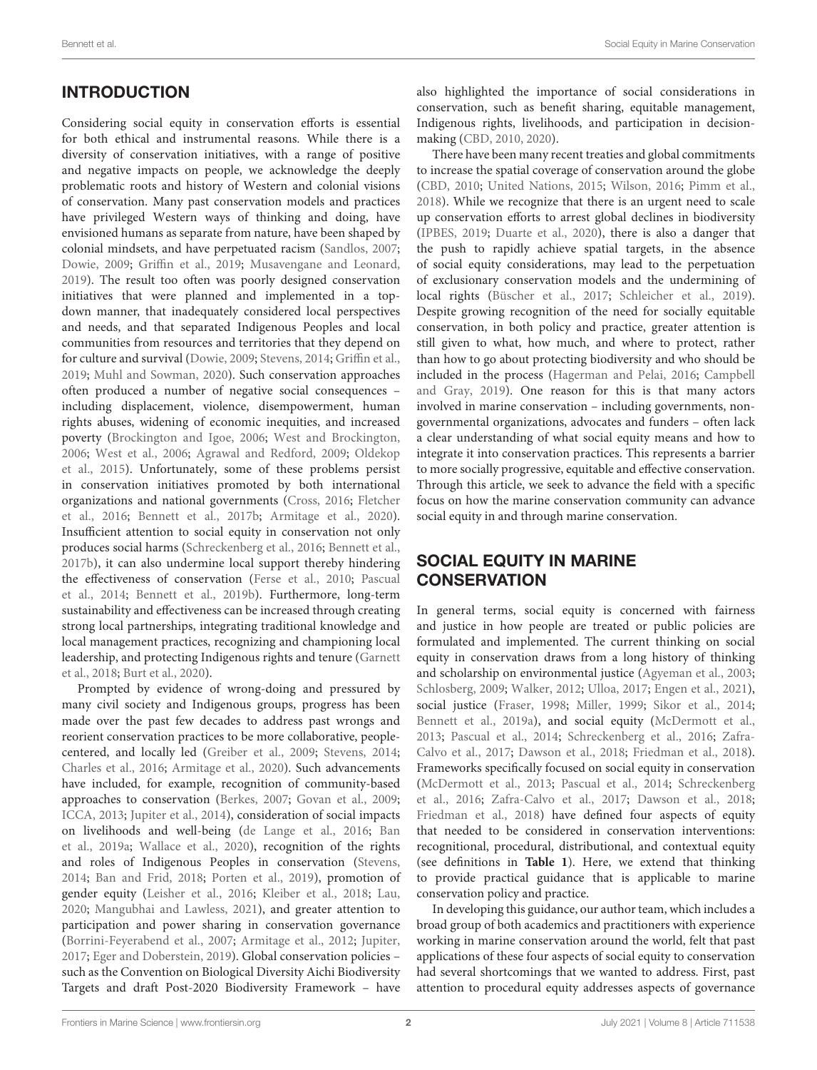## INTRODUCTION

Considering social equity in conservation efforts is essential for both ethical and instrumental reasons. While there is a diversity of conservation initiatives, with a range of positive and negative impacts on people, we acknowledge the deeply problematic roots and history of Western and colonial visions of conservation. Many past conservation models and practices have privileged Western ways of thinking and doing, have envisioned humans as separate from nature, have been shaped by colonial mindsets, and have perpetuated racism (Sandlos, 2007; Dowie, 2009; Griffin et al., 2019; Musavengane and Leonard, 2019). The result too often was poorly designed conservation initiatives that were planned and implemented in a top-down manner, that inadequately considered local perspectives and needs, and that separated Indigenous Peoples and local communities from resources and territories that they depend on for culture and survival (Dowie, 2009; Stevens, 2014; Griffin et al., 2019; Muhl and Sowman, 2020). Such conservation approaches often produced a number of negative social consequences – including displacement, violence, disempowerment, human rights abuses, widening of economic inequities, and increased poverty (Brockington and Igoe, 2006; West and Brockington, 2006; West et al., 2006; Agrawal and Redford, 2009; Oldekop et al., 2015). Unfortunately, some of these problems persist in conservation initiatives promoted by both international organizations and national governments (Cross, 2016; Fletcher et al., 2016; Bennett et al., 2017b; Armitage et al., 2020). Insufficient attention to social equity in conservation not only produces social harms (Schreckenberg et al., 2016; Bennett et al., 2017b), it can also undermine local support thereby hindering the effectiveness of conservation (Ferse et al., 2010; Pascual et al., 2014; Bennett et al., 2019b). Furthermore, long-term sustainability and effectiveness can be increased through creating strong local partnerships, integrating traditional knowledge and local management practices, recognizing and championing local leadership, and protecting Indigenous rights and tenure (Garnett et al., 2018; Burt et al., 2020).

Prompted by evidence of wrong-doing and pressured by many civil society and Indigenous groups, progress has been made over the past few decades to address past wrongs and reorient conservation practices to be more collaborative, people-centered, and locally led (Greiber et al., 2009; Stevens, 2014; Charles et al., 2016; Armitage et al., 2020). Such advancements have included, for example, recognition of community-based approaches to conservation (Berkes, 2007; Govan et al., 2009; ICCA, 2013; Jupiter et al., 2014), consideration of social impacts on livelihoods and well-being (de Lange et al., 2016; Ban et al., 2019a; Wallace et al., 2020), recognition of the rights and roles of Indigenous Peoples in conservation (Stevens, 2014; Ban and Frid, 2018; Porten et al., 2019), promotion of gender equity (Leisher et al., 2016; Kleiber et al., 2018; Lau, 2020; Mangubhai and Lawless, 2021), and greater attention to participation and power sharing in conservation governance (Borrini-Feyerabend et al., 2007; Armitage et al., 2012; Jupiter, 2017; Eger and Doberstein, 2019). Global conservation policies – such as the Convention on Biological Diversity Aichi Biodiversity Targets and draft Post-2020 Biodiversity Framework – have also highlighted the importance of social considerations in conservation, such as benefit sharing, equitable management, Indigenous rights, livelihoods, and participation in decision-making (CBD, 2010, 2020).

There have been many recent treaties and global commitments to increase the spatial coverage of conservation around the globe (CBD, 2010; United Nations, 2015; Wilson, 2016; Pimm et al., 2018). While we recognize that there is an urgent need to scale up conservation efforts to arrest global declines in biodiversity (IPBES, 2019; Duarte et al., 2020), there is also a danger that the push to rapidly achieve spatial targets, in the absence of social equity considerations, may lead to the perpetuation of exclusionary conservation models and the undermining of local rights (Büscher et al., 2017; Schleicher et al., 2019). Despite growing recognition of the need for socially equitable conservation, in both policy and practice, greater attention is still given to what, how much, and where to protect, rather than how to go about protecting biodiversity and who should be included in the process (Hagerman and Pelai, 2016; Campbell and Gray, 2019). One reason for this is that many actors involved in marine conservation – including governments, non-governmental organizations, advocates and funders – often lack a clear understanding of what social equity means and how to integrate it into conservation practices. This represents a barrier to more socially progressive, equitable and effective conservation. Through this article, we seek to advance the field with a specific focus on how the marine conservation community can advance social equity in and through marine conservation.

## SOCIAL EQUITY IN MARINE CONSERVATION

In general terms, social equity is concerned with fairness and justice in how people are treated or public policies are formulated and implemented. The current thinking on social equity in conservation draws from a long history of thinking and scholarship on environmental justice (Agyeman et al., 2003; Schlosberg, 2009; Walker, 2012; Ulloa, 2017; Engen et al., 2021), social justice (Fraser, 1998; Miller, 1999; Sikor et al., 2014; Bennett et al., 2019a), and social equity (McDermott et al., 2013; Pascual et al., 2014; Schreckenberg et al., 2016; Zafra-Calvo et al., 2017; Dawson et al., 2018; Friedman et al., 2018). Frameworks specifically focused on social equity in conservation (McDermott et al., 2013; Pascual et al., 2014; Schreckenberg et al., 2016; Zafra-Calvo et al., 2017; Dawson et al., 2018; Friedman et al., 2018) have defined four aspects of equity that needed to be considered in conservation interventions: recognitional, procedural, distributional, and contextual equity (see definitions in **Table 1**). Here, we extend that thinking to provide practical guidance that is applicable to marine conservation policy and practice.

In developing this guidance, our author team, which includes a broad group of both academics and practitioners with experience working in marine conservation around the world, felt that past applications of these four aspects of social equity to conservation had several shortcomings that we wanted to address. First, past attention to procedural equity addresses aspects of governance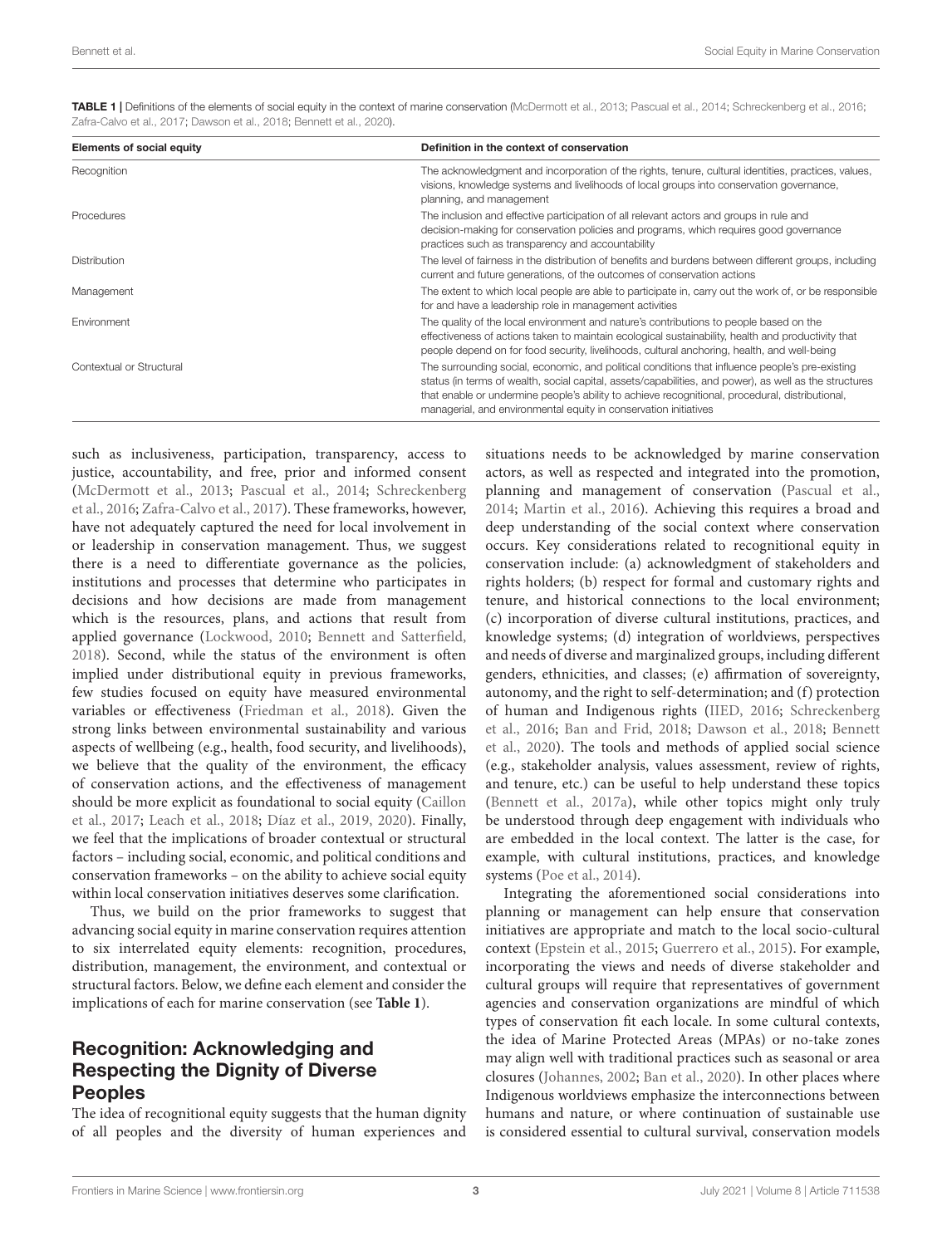**TABLE 1 |** Definitions of the elements of social equity in the context of marine conservation (McDermott et al., 2013; Pascual et al., 2014; Schreckenberg et al., 2016; Zafra-Calvo et al., 2017; Dawson et al., 2018; Bennett et al., 2020).

| Elements of social equity | Definition in the context of conservation |
|---|---|
| Recognition | The acknowledgment and incorporation of the rights, tenure, cultural identities, practices, values, visions, knowledge systems and livelihoods of local groups into conservation governance, planning, and management |
| Procedures | The inclusion and effective participation of all relevant actors and groups in rule and decision-making for conservation policies and programs, which requires good governance practices such as transparency and accountability |
| Distribution | The level of fairness in the distribution of benefits and burdens between different groups, including current and future generations, of the outcomes of conservation actions |
| Management | The extent to which local people are able to participate in, carry out the work of, or be responsible for and have a leadership role in management activities |
| Environment | The quality of the local environment and nature's contributions to people based on the effectiveness of actions taken to maintain ecological sustainability, health and productivity that people depend on for food security, livelihoods, cultural anchoring, health, and well-being |
| Contextual or Structural | The surrounding social, economic, and political conditions that influence people's pre-existing status (in terms of wealth, social capital, assets/capabilities, and power), as well as the structures that enable or undermine people's ability to achieve recognitional, procedural, distributional, managerial, and environmental equity in conservation initiatives |

such as inclusiveness, participation, transparency, access to justice, accountability, and free, prior and informed consent (McDermott et al., 2013; Pascual et al., 2014; Schreckenberg et al., 2016; Zafra-Calvo et al., 2017). These frameworks, however, have not adequately captured the need for local involvement in or leadership in conservation management. Thus, we suggest there is a need to differentiate governance as the policies, institutions and processes that determine who participates in decisions and how decisions are made from management which is the resources, plans, and actions that result from applied governance (Lockwood, 2010; Bennett and Satterfield, 2018). Second, while the status of the environment is often implied under distributional equity in previous frameworks, few studies focused on equity have measured environmental variables or effectiveness (Friedman et al., 2018). Given the strong links between environmental sustainability and various aspects of wellbeing (e.g., health, food security, and livelihoods), we believe that the quality of the environment, the efficacy of conservation actions, and the effectiveness of management should be more explicit as foundational to social equity (Caillon et al., 2017; Leach et al., 2018; Díaz et al., 2019, 2020). Finally, we feel that the implications of broader contextual or structural factors – including social, economic, and political conditions and conservation frameworks – on the ability to achieve social equity within local conservation initiatives deserves some clarification.

Thus, we build on the prior frameworks to suggest that advancing social equity in marine conservation requires attention to six interrelated equity elements: recognition, procedures, distribution, management, the environment, and contextual or structural factors. Below, we define each element and consider the implications of each for marine conservation (see **Table 1**).

## Recognition: Acknowledging and Respecting the Dignity of Diverse Peoples

The idea of recognitional equity suggests that the human dignity of all peoples and the diversity of human experiences and situations needs to be acknowledged by marine conservation actors, as well as respected and integrated into the promotion, planning and management of conservation (Pascual et al., 2014; Martin et al., 2016). Achieving this requires a broad and deep understanding of the social context where conservation occurs. Key considerations related to recognitional equity in conservation include: (a) acknowledgment of stakeholders and rights holders; (b) respect for formal and customary rights and tenure, and historical connections to the local environment; (c) incorporation of diverse cultural institutions, practices, and knowledge systems; (d) integration of worldviews, perspectives and needs of diverse and marginalized groups, including different genders, ethnicities, and classes; (e) affirmation of sovereignty, autonomy, and the right to self-determination; and (f) protection of human and Indigenous rights (IIED, 2016; Schreckenberg et al., 2016; Ban and Frid, 2018; Dawson et al., 2018; Bennett et al., 2020). The tools and methods of applied social science (e.g., stakeholder analysis, values assessment, review of rights, and tenure, etc.) can be useful to help understand these topics (Bennett et al., 2017a), while other topics might only truly be understood through deep engagement with individuals who are embedded in the local context. The latter is the case, for example, with cultural institutions, practices, and knowledge systems (Poe et al., 2014).

Integrating the aforementioned social considerations into planning or management can help ensure that conservation initiatives are appropriate and match to the local socio-cultural context (Epstein et al., 2015; Guerrero et al., 2015). For example, incorporating the views and needs of diverse stakeholder and cultural groups will require that representatives of government agencies and conservation organizations are mindful of which types of conservation fit each locale. In some cultural contexts, the idea of Marine Protected Areas (MPAs) or no-take zones may align well with traditional practices such as seasonal or area closures (Johannes, 2002; Ban et al., 2020). In other places where Indigenous worldviews emphasize the interconnections between humans and nature, or where continuation of sustainable use is considered essential to cultural survival, conservation models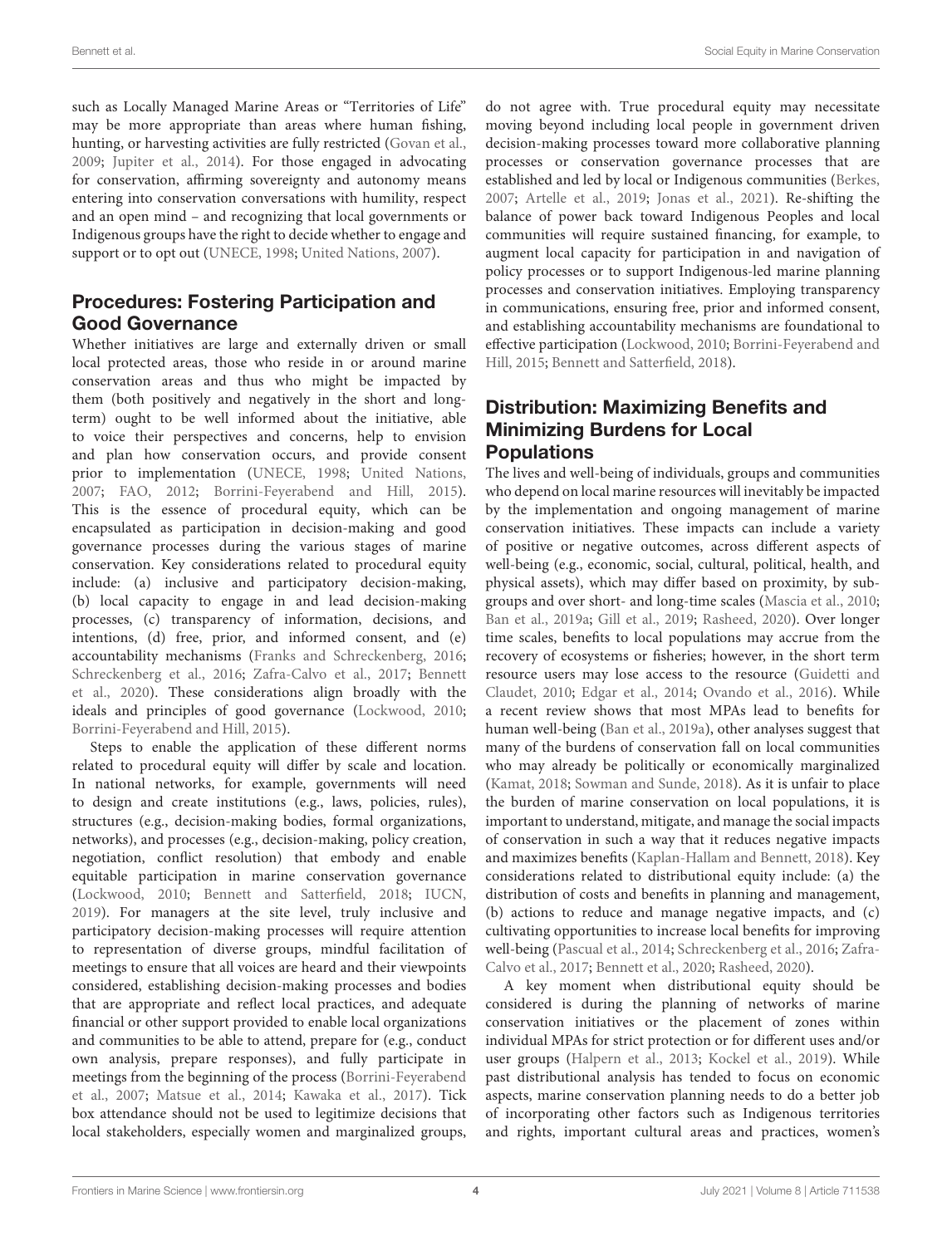such as Locally Managed Marine Areas or "Territories of Life" may be more appropriate than areas where human fishing, hunting, or harvesting activities are fully restricted (Govan et al., 2009; Jupiter et al., 2014). For those engaged in advocating for conservation, affirming sovereignty and autonomy means entering into conservation conversations with humility, respect and an open mind – and recognizing that local governments or Indigenous groups have the right to decide whether to engage and support or to opt out (UNECE, 1998; United Nations, 2007).

## Procedures: Fostering Participation and Good Governance

Whether initiatives are large and externally driven or small local protected areas, those who reside in or around marine conservation areas and thus who might be impacted by them (both positively and negatively in the short and long-term) ought to be well informed about the initiative, able to voice their perspectives and concerns, help to envision and plan how conservation occurs, and provide consent prior to implementation (UNECE, 1998; United Nations, 2007; FAO, 2012; Borrini-Feyerabend and Hill, 2015). This is the essence of procedural equity, which can be encapsulated as participation in decision-making and good governance processes during the various stages of marine conservation. Key considerations related to procedural equity include: (a) inclusive and participatory decision-making, (b) local capacity to engage in and lead decision-making processes, (c) transparency of information, decisions, and intentions, (d) free, prior, and informed consent, and (e) accountability mechanisms (Franks and Schreckenberg, 2016; Schreckenberg et al., 2016; Zafra-Calvo et al., 2017; Bennett et al., 2020). These considerations align broadly with the ideals and principles of good governance (Lockwood, 2010; Borrini-Feyerabend and Hill, 2015).

Steps to enable the application of these different norms related to procedural equity will differ by scale and location. In national networks, for example, governments will need to design and create institutions (e.g., laws, policies, rules), structures (e.g., decision-making bodies, formal organizations, networks), and processes (e.g., decision-making, policy creation, negotiation, conflict resolution) that embody and enable equitable participation in marine conservation governance (Lockwood, 2010; Bennett and Satterfield, 2018; IUCN, 2019). For managers at the site level, truly inclusive and participatory decision-making processes will require attention to representation of diverse groups, mindful facilitation of meetings to ensure that all voices are heard and their viewpoints considered, establishing decision-making processes and bodies that are appropriate and reflect local practices, and adequate financial or other support provided to enable local organizations and communities to be able to attend, prepare for (e.g., conduct own analysis, prepare responses), and fully participate in meetings from the beginning of the process (Borrini-Feyerabend et al., 2007; Matsue et al., 2014; Kawaka et al., 2017). Tick box attendance should not be used to legitimize decisions that local stakeholders, especially women and marginalized groups, do not agree with. True procedural equity may necessitate moving beyond including local people in government driven decision-making processes toward more collaborative planning processes or conservation governance processes that are established and led by local or Indigenous communities (Berkes, 2007; Artelle et al., 2019; Jonas et al., 2021). Re-shifting the balance of power back toward Indigenous Peoples and local communities will require sustained financing, for example, to augment local capacity for participation in and navigation of policy processes or to support Indigenous-led marine planning processes and conservation initiatives. Employing transparency in communications, ensuring free, prior and informed consent, and establishing accountability mechanisms are foundational to effective participation (Lockwood, 2010; Borrini-Feyerabend and Hill, 2015; Bennett and Satterfield, 2018).

## Distribution: Maximizing Benefits and Minimizing Burdens for Local Populations

The lives and well-being of individuals, groups and communities who depend on local marine resources will inevitably be impacted by the implementation and ongoing management of marine conservation initiatives. These impacts can include a variety of positive or negative outcomes, across different aspects of well-being (e.g., economic, social, cultural, political, health, and physical assets), which may differ based on proximity, by sub-groups and over short- and long-time scales (Mascia et al., 2010; Ban et al., 2019a; Gill et al., 2019; Rasheed, 2020). Over longer time scales, benefits to local populations may accrue from the recovery of ecosystems or fisheries; however, in the short term resource users may lose access to the resource (Guidetti and Claudet, 2010; Edgar et al., 2014; Ovando et al., 2016). While a recent review shows that most MPAs lead to benefits for human well-being (Ban et al., 2019a), other analyses suggest that many of the burdens of conservation fall on local communities who may already be politically or economically marginalized (Kamat, 2018; Sowman and Sunde, 2018). As it is unfair to place the burden of marine conservation on local populations, it is important to understand, mitigate, and manage the social impacts of conservation in such a way that it reduces negative impacts and maximizes benefits (Kaplan-Hallam and Bennett, 2018). Key considerations related to distributional equity include: (a) the distribution of costs and benefits in planning and management, (b) actions to reduce and manage negative impacts, and (c) cultivating opportunities to increase local benefits for improving well-being (Pascual et al., 2014; Schreckenberg et al., 2016; Zafra-Calvo et al., 2017; Bennett et al., 2020; Rasheed, 2020).

A key moment when distributional equity should be considered is during the planning of networks of marine conservation initiatives or the placement of zones within individual MPAs for strict protection or for different uses and/or user groups (Halpern et al., 2013; Kockel et al., 2019). While past distributional analysis has tended to focus on economic aspects, marine conservation planning needs to do a better job of incorporating other factors such as Indigenous territories and rights, important cultural areas and practices, women's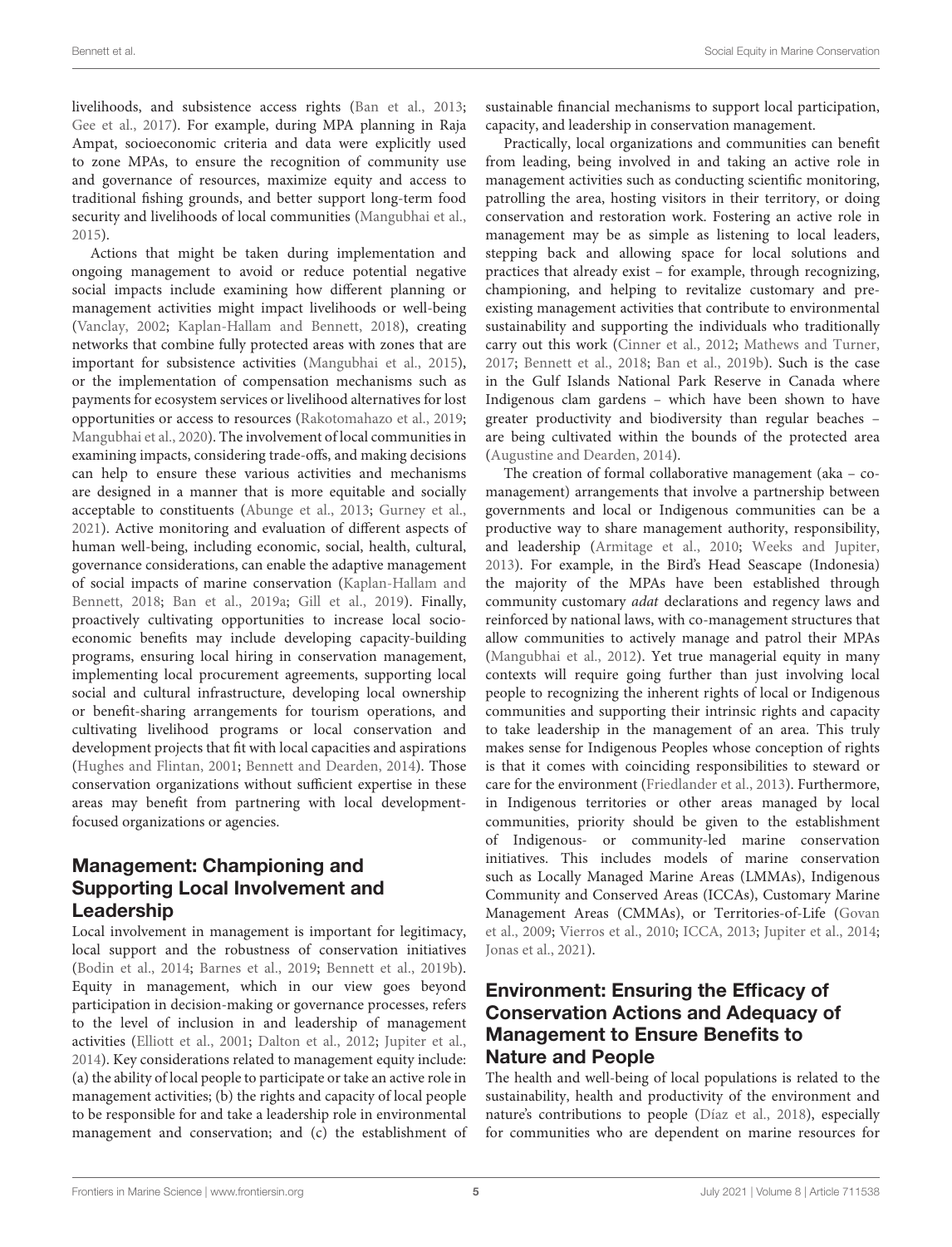livelihoods, and subsistence access rights (Ban et al., 2013; Gee et al., 2017). For example, during MPA planning in Raja Ampat, socioeconomic criteria and data were explicitly used to zone MPAs, to ensure the recognition of community use and governance of resources, maximize equity and access to traditional fishing grounds, and better support long-term food security and livelihoods of local communities (Mangubhai et al., 2015).

Actions that might be taken during implementation and ongoing management to avoid or reduce potential negative social impacts include examining how different planning or management activities might impact livelihoods or well-being (Vanclay, 2002; Kaplan-Hallam and Bennett, 2018), creating networks that combine fully protected areas with zones that are important for subsistence activities (Mangubhai et al., 2015), or the implementation of compensation mechanisms such as payments for ecosystem services or livelihood alternatives for lost opportunities or access to resources (Rakotomahazo et al., 2019; Mangubhai et al., 2020). The involvement of local communities in examining impacts, considering trade-offs, and making decisions can help to ensure these various activities and mechanisms are designed in a manner that is more equitable and socially acceptable to constituents (Abunge et al., 2013; Gurney et al., 2021). Active monitoring and evaluation of different aspects of human well-being, including economic, social, health, cultural, governance considerations, can enable the adaptive management of social impacts of marine conservation (Kaplan-Hallam and Bennett, 2018; Ban et al., 2019a; Gill et al., 2019). Finally, proactively cultivating opportunities to increase local socio-economic benefits may include developing capacity-building programs, ensuring local hiring in conservation management, implementing local procurement agreements, supporting local social and cultural infrastructure, developing local ownership or benefit-sharing arrangements for tourism operations, and cultivating livelihood programs or local conservation and development projects that fit with local capacities and aspirations (Hughes and Flintan, 2001; Bennett and Dearden, 2014). Those conservation organizations without sufficient expertise in these areas may benefit from partnering with local development-focused organizations or agencies.

## Management: Championing and Supporting Local Involvement and Leadership

Local involvement in management is important for legitimacy, local support and the robustness of conservation initiatives (Bodin et al., 2014; Barnes et al., 2019; Bennett et al., 2019b). Equity in management, which in our view goes beyond participation in decision-making or governance processes, refers to the level of inclusion in and leadership of management activities (Elliott et al., 2001; Dalton et al., 2012; Jupiter et al., 2014). Key considerations related to management equity include: (a) the ability of local people to participate or take an active role in management activities; (b) the rights and capacity of local people to be responsible for and take a leadership role in environmental management and conservation; and (c) the establishment of sustainable financial mechanisms to support local participation, capacity, and leadership in conservation management.

Practically, local organizations and communities can benefit from leading, being involved in and taking an active role in management activities such as conducting scientific monitoring, patrolling the area, hosting visitors in their territory, or doing conservation and restoration work. Fostering an active role in management may be as simple as listening to local leaders, stepping back and allowing space for local solutions and practices that already exist – for example, through recognizing, championing, and helping to revitalize customary and pre-existing management activities that contribute to environmental sustainability and supporting the individuals who traditionally carry out this work (Cinner et al., 2012; Mathews and Turner, 2017; Bennett et al., 2018; Ban et al., 2019b). Such is the case in the Gulf Islands National Park Reserve in Canada where Indigenous clam gardens – which have been shown to have greater productivity and biodiversity than regular beaches – are being cultivated within the bounds of the protected area (Augustine and Dearden, 2014).

The creation of formal collaborative management (aka – co-management) arrangements that involve a partnership between governments and local or Indigenous communities can be a productive way to share management authority, responsibility, and leadership (Armitage et al., 2010; Weeks and Jupiter, 2013). For example, in the Bird's Head Seascape (Indonesia) the majority of the MPAs have been established through community customary *adat* declarations and regency laws and reinforced by national laws, with co-management structures that allow communities to actively manage and patrol their MPAs (Mangubhai et al., 2012). Yet true managerial equity in many contexts will require going further than just involving local people to recognizing the inherent rights of local or Indigenous communities and supporting their intrinsic rights and capacity to take leadership in the management of an area. This truly makes sense for Indigenous Peoples whose conception of rights is that it comes with coinciding responsibilities to steward or care for the environment (Friedlander et al., 2013). Furthermore, in Indigenous territories or other areas managed by local communities, priority should be given to the establishment of Indigenous- or community-led marine conservation initiatives. This includes models of marine conservation such as Locally Managed Marine Areas (LMMAs), Indigenous Community and Conserved Areas (ICCAs), Customary Marine Management Areas (CMMAs), or Territories-of-Life (Govan et al., 2009; Vierros et al., 2010; ICCA, 2013; Jupiter et al., 2014; Jonas et al., 2021).

## Environment: Ensuring the Efficacy of Conservation Actions and Adequacy of Management to Ensure Benefits to Nature and People

The health and well-being of local populations is related to the sustainability, health and productivity of the environment and nature's contributions to people (Díaz et al., 2018), especially for communities who are dependent on marine resources for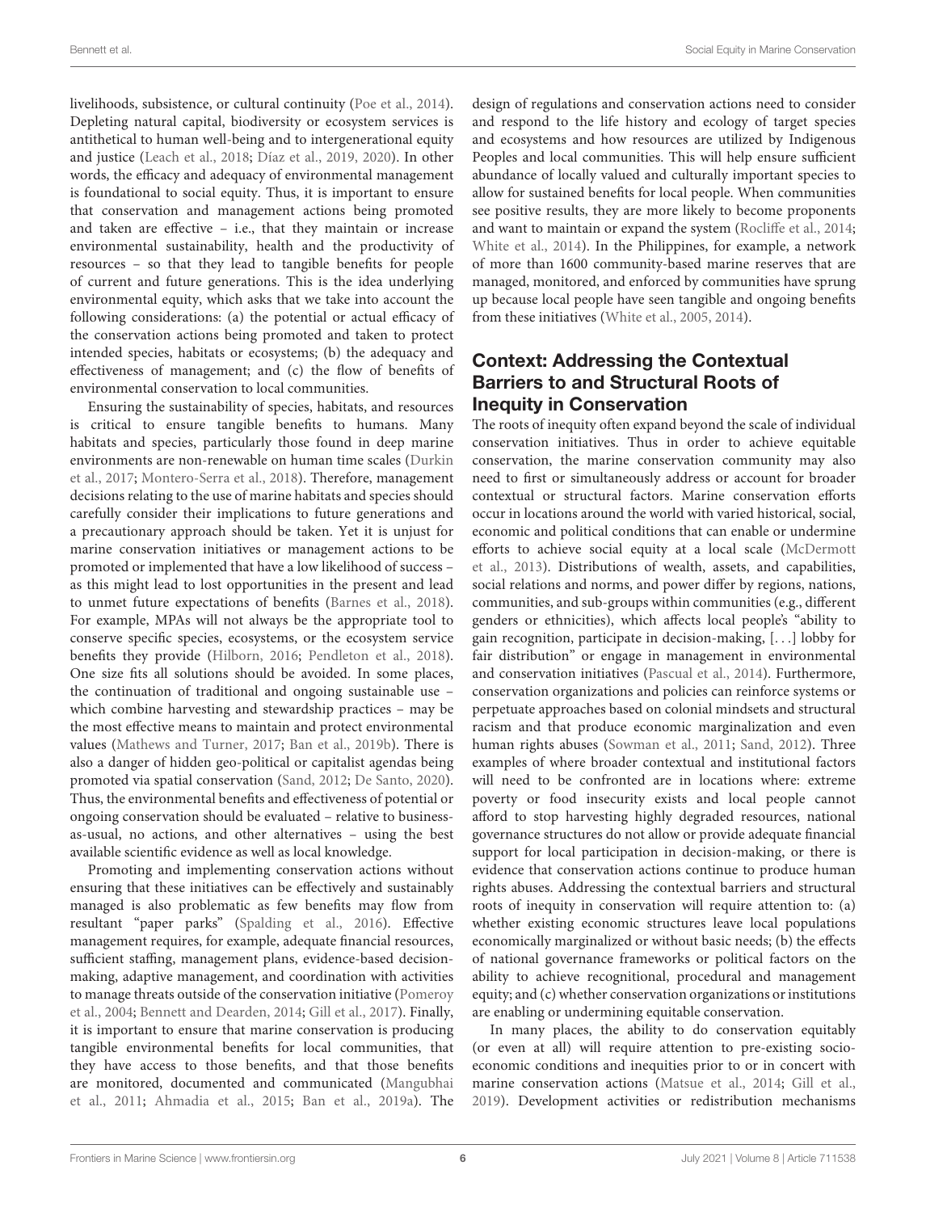livelihoods, subsistence, or cultural continuity (Poe et al., 2014). Depleting natural capital, biodiversity or ecosystem services is antithetical to human well-being and to intergenerational equity and justice (Leach et al., 2018; Díaz et al., 2019, 2020). In other words, the efficacy and adequacy of environmental management is foundational to social equity. Thus, it is important to ensure that conservation and management actions being promoted and taken are effective – i.e., that they maintain or increase environmental sustainability, health and the productivity of resources – so that they lead to tangible benefits for people of current and future generations. This is the idea underlying environmental equity, which asks that we take into account the following considerations: (a) the potential or actual efficacy of the conservation actions being promoted and taken to protect intended species, habitats or ecosystems; (b) the adequacy and effectiveness of management; and (c) the flow of benefits of environmental conservation to local communities.

Ensuring the sustainability of species, habitats, and resources is critical to ensure tangible benefits to humans. Many habitats and species, particularly those found in deep marine environments are non-renewable on human time scales (Durkin et al., 2017; Montero-Serra et al., 2018). Therefore, management decisions relating to the use of marine habitats and species should carefully consider their implications to future generations and a precautionary approach should be taken. Yet it is unjust for marine conservation initiatives or management actions to be promoted or implemented that have a low likelihood of success – as this might lead to lost opportunities in the present and lead to unmet future expectations of benefits (Barnes et al., 2018). For example, MPAs will not always be the appropriate tool to conserve specific species, ecosystems, or the ecosystem service benefits they provide (Hilborn, 2016; Pendleton et al., 2018). One size fits all solutions should be avoided. In some places, the continuation of traditional and ongoing sustainable use – which combine harvesting and stewardship practices – may be the most effective means to maintain and protect environmental values (Mathews and Turner, 2017; Ban et al., 2019b). There is also a danger of hidden geo-political or capitalist agendas being promoted via spatial conservation (Sand, 2012; De Santo, 2020). Thus, the environmental benefits and effectiveness of potential or ongoing conservation should be evaluated – relative to business-as-usual, no actions, and other alternatives – using the best available scientific evidence as well as local knowledge.

Promoting and implementing conservation actions without ensuring that these initiatives can be effectively and sustainably managed is also problematic as few benefits may flow from resultant "paper parks" (Spalding et al., 2016). Effective management requires, for example, adequate financial resources, sufficient staffing, management plans, evidence-based decision-making, adaptive management, and coordination with activities to manage threats outside of the conservation initiative (Pomeroy et al., 2004; Bennett and Dearden, 2014; Gill et al., 2017). Finally, it is important to ensure that marine conservation is producing tangible environmental benefits for local communities, that they have access to those benefits, and that those benefits are monitored, documented and communicated (Mangubhai et al., 2011; Ahmadia et al., 2015; Ban et al., 2019a). The design of regulations and conservation actions need to consider and respond to the life history and ecology of target species and ecosystems and how resources are utilized by Indigenous Peoples and local communities. This will help ensure sufficient abundance of locally valued and culturally important species to allow for sustained benefits for local people. When communities see positive results, they are more likely to become proponents and want to maintain or expand the system (Rocliffe et al., 2014; White et al., 2014). In the Philippines, for example, a network of more than 1600 community-based marine reserves that are managed, monitored, and enforced by communities have sprung up because local people have seen tangible and ongoing benefits from these initiatives (White et al., 2005, 2014).

## Context: Addressing the Contextual Barriers to and Structural Roots of Inequity in Conservation

The roots of inequity often expand beyond the scale of individual conservation initiatives. Thus in order to achieve equitable conservation, the marine conservation community may also need to first or simultaneously address or account for broader contextual or structural factors. Marine conservation efforts occur in locations around the world with varied historical, social, economic and political conditions that can enable or undermine efforts to achieve social equity at a local scale (McDermott et al., 2013). Distributions of wealth, assets, and capabilities, social relations and norms, and power differ by regions, nations, communities, and sub-groups within communities (e.g., different genders or ethnicities), which affects local people's "ability to gain recognition, participate in decision-making, [. . .] lobby for fair distribution" or engage in management in environmental and conservation initiatives (Pascual et al., 2014). Furthermore, conservation organizations and policies can reinforce systems or perpetuate approaches based on colonial mindsets and structural racism and that produce economic marginalization and even human rights abuses (Sowman et al., 2011; Sand, 2012). Three examples of where broader contextual and institutional factors will need to be confronted are in locations where: extreme poverty or food insecurity exists and local people cannot afford to stop harvesting highly degraded resources, national governance structures do not allow or provide adequate financial support for local participation in decision-making, or there is evidence that conservation actions continue to produce human rights abuses. Addressing the contextual barriers and structural roots of inequity in conservation will require attention to: (a) whether existing economic structures leave local populations economically marginalized or without basic needs; (b) the effects of national governance frameworks or political factors on the ability to achieve recognitional, procedural and management equity; and (c) whether conservation organizations or institutions are enabling or undermining equitable conservation.

In many places, the ability to do conservation equitably (or even at all) will require attention to pre-existing socio-economic conditions and inequities prior to or in concert with marine conservation actions (Matsue et al., 2014; Gill et al., 2019). Development activities or redistribution mechanisms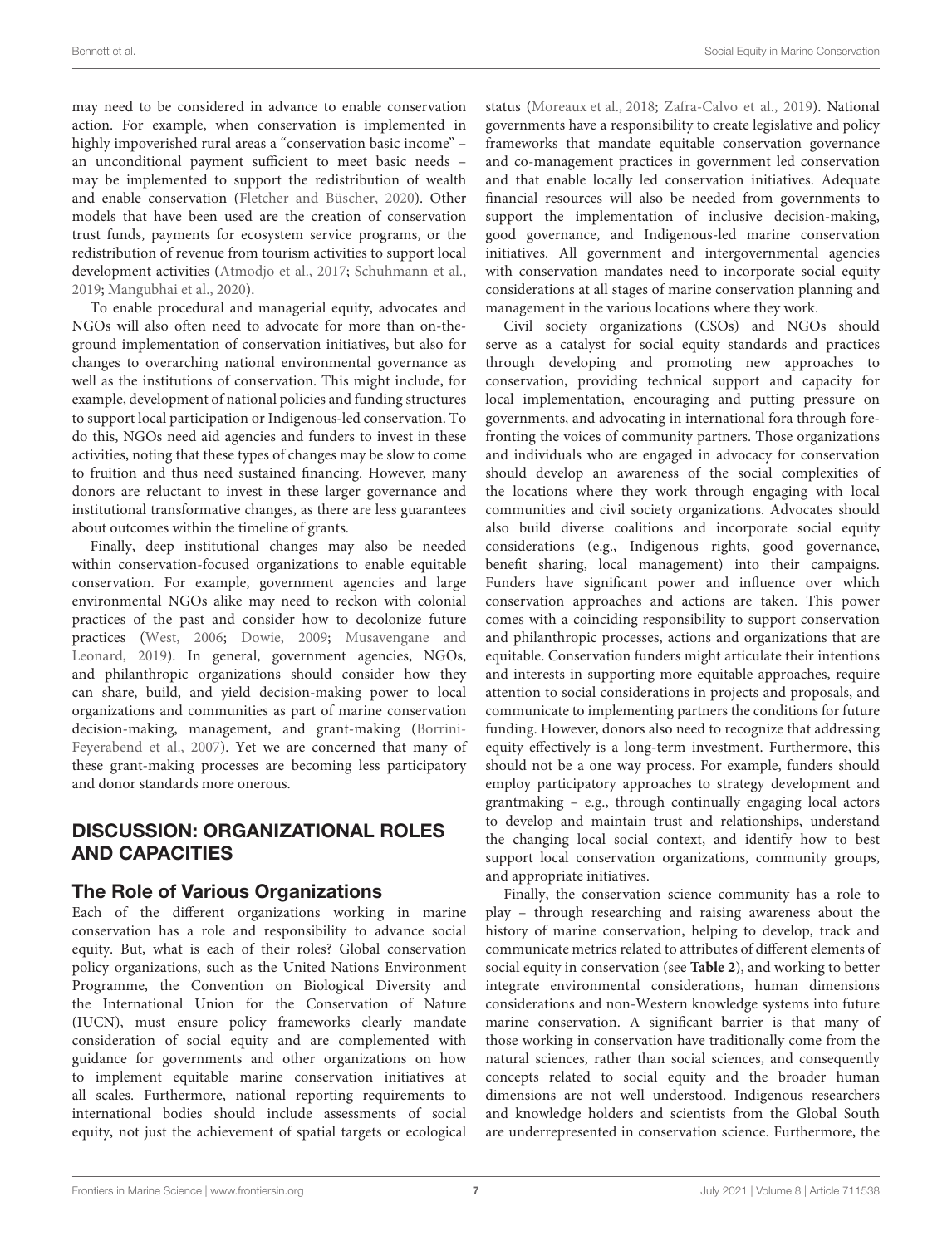may need to be considered in advance to enable conservation action. For example, when conservation is implemented in highly impoverished rural areas a "conservation basic income" – an unconditional payment sufficient to meet basic needs – may be implemented to support the redistribution of wealth and enable conservation (Fletcher and Büscher, 2020). Other models that have been used are the creation of conservation trust funds, payments for ecosystem service programs, or the redistribution of revenue from tourism activities to support local development activities (Atmodjo et al., 2017; Schuhmann et al., 2019; Mangubhai et al., 2020).

To enable procedural and managerial equity, advocates and NGOs will also often need to advocate for more than on-the-ground implementation of conservation initiatives, but also for changes to overarching national environmental governance as well as the institutions of conservation. This might include, for example, development of national policies and funding structures to support local participation or Indigenous-led conservation. To do this, NGOs need aid agencies and funders to invest in these activities, noting that these types of changes may be slow to come to fruition and thus need sustained financing. However, many donors are reluctant to invest in these larger governance and institutional transformative changes, as there are less guarantees about outcomes within the timeline of grants.

Finally, deep institutional changes may also be needed within conservation-focused organizations to enable equitable conservation. For example, government agencies and large environmental NGOs alike may need to reckon with colonial practices of the past and consider how to decolonize future practices (West, 2006; Dowie, 2009; Musavengane and Leonard, 2019). In general, government agencies, NGOs, and philanthropic organizations should consider how they can share, build, and yield decision-making power to local organizations and communities as part of marine conservation decision-making, management, and grant-making (Borrini-Feyerabend et al., 2007). Yet we are concerned that many of these grant-making processes are becoming less participatory and donor standards more onerous.

## DISCUSSION: ORGANIZATIONAL ROLES AND CAPACITIES

### The Role of Various Organizations

Each of the different organizations working in marine conservation has a role and responsibility to advance social equity. But, what is each of their roles? Global conservation policy organizations, such as the United Nations Environment Programme, the Convention on Biological Diversity and the International Union for the Conservation of Nature (IUCN), must ensure policy frameworks clearly mandate consideration of social equity and are complemented with guidance for governments and other organizations on how to implement equitable marine conservation initiatives at all scales. Furthermore, national reporting requirements to international bodies should include assessments of social equity, not just the achievement of spatial targets or ecological status (Moreaux et al., 2018; Zafra-Calvo et al., 2019). National governments have a responsibility to create legislative and policy frameworks that mandate equitable conservation governance and co-management practices in government led conservation and that enable locally led conservation initiatives. Adequate financial resources will also be needed from governments to support the implementation of inclusive decision-making, good governance, and Indigenous-led marine conservation initiatives. All government and intergovernmental agencies with conservation mandates need to incorporate social equity considerations at all stages of marine conservation planning and management in the various locations where they work.

Civil society organizations (CSOs) and NGOs should serve as a catalyst for social equity standards and practices through developing and promoting new approaches to conservation, providing technical support and capacity for local implementation, encouraging and putting pressure on governments, and advocating in international fora through fore-fronting the voices of community partners. Those organizations and individuals who are engaged in advocacy for conservation should develop an awareness of the social complexities of the locations where they work through engaging with local communities and civil society organizations. Advocates should also build diverse coalitions and incorporate social equity considerations (e.g., Indigenous rights, good governance, benefit sharing, local management) into their campaigns. Funders have significant power and influence over which conservation approaches and actions are taken. This power comes with a coinciding responsibility to support conservation and philanthropic processes, actions and organizations that are equitable. Conservation funders might articulate their intentions and interests in supporting more equitable approaches, require attention to social considerations in projects and proposals, and communicate to implementing partners the conditions for future funding. However, donors also need to recognize that addressing equity effectively is a long-term investment. Furthermore, this should not be a one way process. For example, funders should employ participatory approaches to strategy development and grantmaking – e.g., through continually engaging local actors to develop and maintain trust and relationships, understand the changing local social context, and identify how to best support local conservation organizations, community groups, and appropriate initiatives.

Finally, the conservation science community has a role to play – through researching and raising awareness about the history of marine conservation, helping to develop, track and communicate metrics related to attributes of different elements of social equity in conservation (see **Table 2**), and working to better integrate environmental considerations, human dimensions considerations and non-Western knowledge systems into future marine conservation. A significant barrier is that many of those working in conservation have traditionally come from the natural sciences, rather than social sciences, and consequently concepts related to social equity and the broader human dimensions are not well understood. Indigenous researchers and knowledge holders and scientists from the Global South are underrepresented in conservation science. Furthermore, the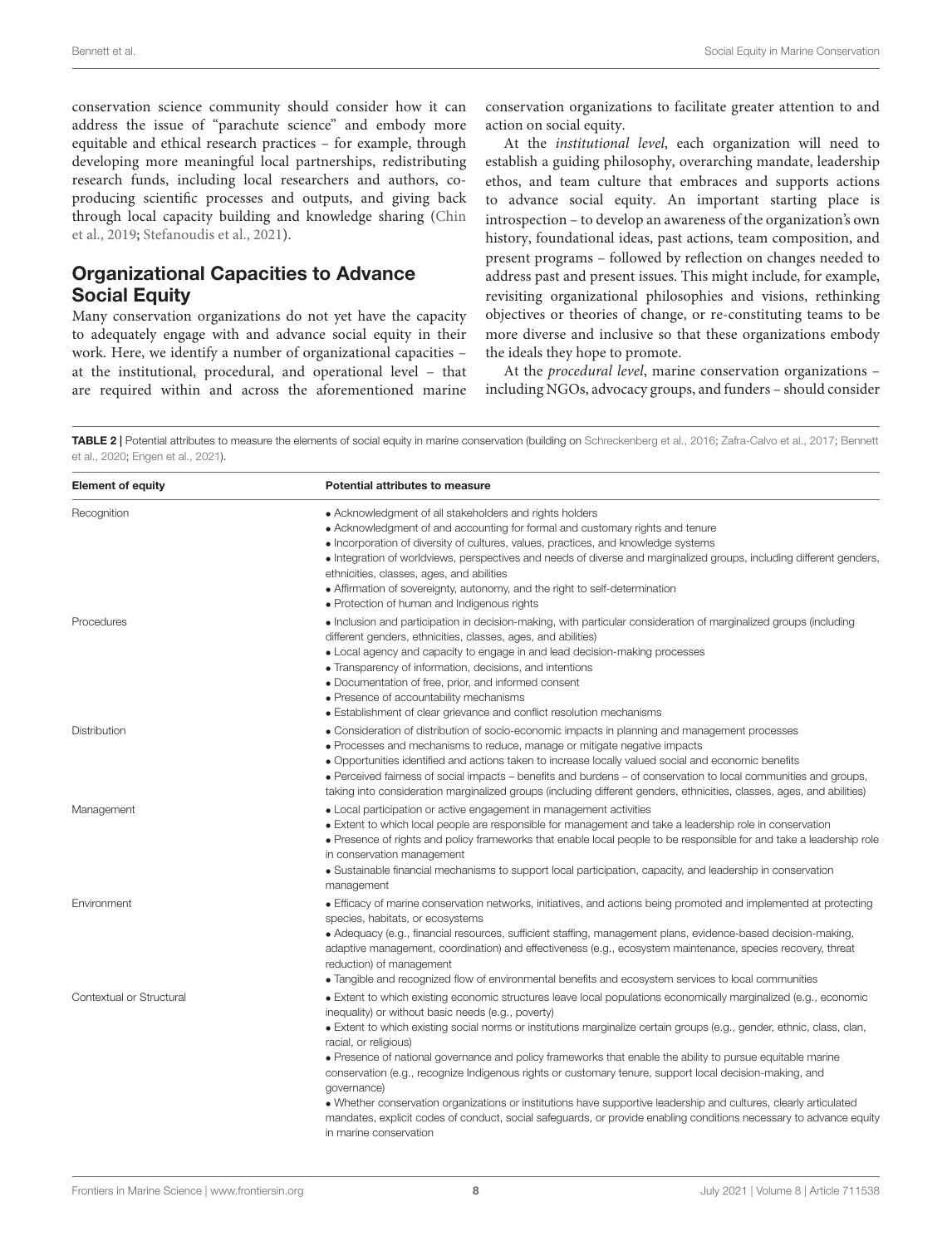conservation science community should consider how it can address the issue of "parachute science" and embody more equitable and ethical research practices – for example, through developing more meaningful local partnerships, redistributing research funds, including local researchers and authors, co-producing scientific processes and outputs, and giving back through local capacity building and knowledge sharing (Chin et al., 2019; Stefanoudis et al., 2021).

## Organizational Capacities to Advance Social Equity

Many conservation organizations do not yet have the capacity to adequately engage with and advance social equity in their work. Here, we identify a number of organizational capacities – at the institutional, procedural, and operational level – that are required within and across the aforementioned marine conservation organizations to facilitate greater attention to and action on social equity.

At the *institutional level*, each organization will need to establish a guiding philosophy, overarching mandate, leadership ethos, and team culture that embraces and supports actions to advance social equity. An important starting place is introspection – to develop an awareness of the organization's own history, foundational ideas, past actions, team composition, and present programs – followed by reflection on changes needed to address past and present issues. This might include, for example, revisiting organizational philosophies and visions, rethinking objectives or theories of change, or re-constituting teams to be more diverse and inclusive so that these organizations embody the ideals they hope to promote.

At the *procedural level*, marine conservation organizations – including NGOs, advocacy groups, and funders – should consider

**TABLE 2 |** Potential attributes to measure the elements of social equity in marine conservation (building on Schreckenberg et al., 2016; Zafra-Calvo et al., 2017; Bennett et al., 2020; Engen et al., 2021).

| Element of equity | Potential attributes to measure |
|---|---|
| Recognition | • Acknowledgment of all stakeholders and rights holders<br>• Acknowledgment of and accounting for formal and customary rights and tenure<br>• Incorporation of diversity of cultures, values, practices, and knowledge systems<br>• Integration of worldviews, perspectives and needs of diverse and marginalized groups, including different genders, ethnicities, classes, ages, and abilities<br>• Affirmation of sovereignty, autonomy, and the right to self-determination<br>• Protection of human and Indigenous rights |
| Procedures | • Inclusion and participation in decision-making, with particular consideration of marginalized groups (including different genders, ethnicities, classes, ages, and abilities)<br>• Local agency and capacity to engage in and lead decision-making processes<br>• Transparency of information, decisions, and intentions<br>• Documentation of free, prior, and informed consent<br>• Presence of accountability mechanisms<br>• Establishment of clear grievance and conflict resolution mechanisms |
| Distribution | • Consideration of distribution of socio-economic impacts in planning and management processes<br>• Processes and mechanisms to reduce, manage or mitigate negative impacts<br>• Opportunities identified and actions taken to increase locally valued social and economic benefits<br>• Perceived fairness of social impacts – benefits and burdens – of conservation to local communities and groups, taking into consideration marginalized groups (including different genders, ethnicities, classes, ages, and abilities) |
| Management | • Local participation or active engagement in management activities<br>• Extent to which local people are responsible for management and take a leadership role in conservation<br>• Presence of rights and policy frameworks that enable local people to be responsible for and take a leadership role in conservation management<br>• Sustainable financial mechanisms to support local participation, capacity, and leadership in conservation management |
| Environment | • Efficacy of marine conservation networks, initiatives, and actions being promoted and implemented at protecting species, habitats, or ecosystems<br>• Adequacy (e.g., financial resources, sufficient staffing, management plans, evidence-based decision-making, adaptive management, coordination) and effectiveness (e.g., ecosystem maintenance, species recovery, threat reduction) of management<br>• Tangible and recognized flow of environmental benefits and ecosystem services to local communities |
| Contextual or Structural | • Extent to which existing economic structures leave local populations economically marginalized (e.g., economic inequality) or without basic needs (e.g., poverty)<br>• Extent to which existing social norms or institutions marginalize certain groups (e.g., gender, ethnic, class, clan, racial, or religious)<br>• Presence of national governance and policy frameworks that enable the ability to pursue equitable marine conservation (e.g., recognize Indigenous rights or customary tenure, support local decision-making, and governance)<br>• Whether conservation organizations or institutions have supportive leadership and cultures, clearly articulated mandates, explicit codes of conduct, social safeguards, or provide enabling conditions necessary to advance equity in marine conservation |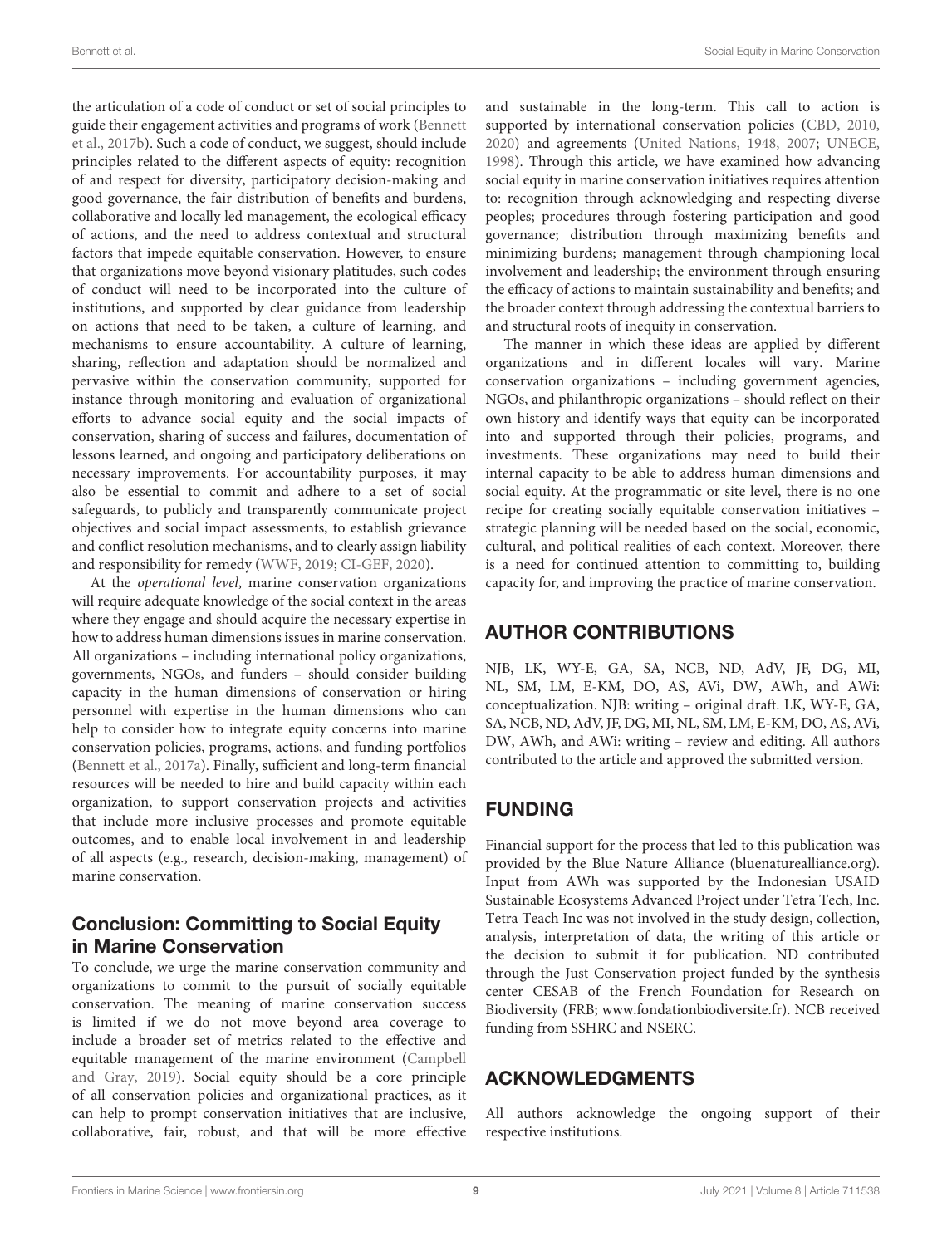the articulation of a code of conduct or set of social principles to guide their engagement activities and programs of work (Bennett et al., 2017b). Such a code of conduct, we suggest, should include principles related to the different aspects of equity: recognition of and respect for diversity, participatory decision-making and good governance, the fair distribution of benefits and burdens, collaborative and locally led management, the ecological efficacy of actions, and the need to address contextual and structural factors that impede equitable conservation. However, to ensure that organizations move beyond visionary platitudes, such codes of conduct will need to be incorporated into the culture of institutions, and supported by clear guidance from leadership on actions that need to be taken, a culture of learning, and mechanisms to ensure accountability. A culture of learning, sharing, reflection and adaptation should be normalized and pervasive within the conservation community, supported for instance through monitoring and evaluation of organizational efforts to advance social equity and the social impacts of conservation, sharing of success and failures, documentation of lessons learned, and ongoing and participatory deliberations on necessary improvements. For accountability purposes, it may also be essential to commit and adhere to a set of social safeguards, to publicly and transparently communicate project objectives and social impact assessments, to establish grievance and conflict resolution mechanisms, and to clearly assign liability and responsibility for remedy (WWF, 2019; CI-GEF, 2020).

At the *operational level*, marine conservation organizations will require adequate knowledge of the social context in the areas where they engage and should acquire the necessary expertise in how to address human dimensions issues in marine conservation. All organizations – including international policy organizations, governments, NGOs, and funders – should consider building capacity in the human dimensions of conservation or hiring personnel with expertise in the human dimensions who can help to consider how to integrate equity concerns into marine conservation policies, programs, actions, and funding portfolios (Bennett et al., 2017a). Finally, sufficient and long-term financial resources will be needed to hire and build capacity within each organization, to support conservation projects and activities that include more inclusive processes and promote equitable outcomes, and to enable local involvement in and leadership of all aspects (e.g., research, decision-making, management) of marine conservation.

## Conclusion: Committing to Social Equity in Marine Conservation

To conclude, we urge the marine conservation community and organizations to commit to the pursuit of socially equitable conservation. The meaning of marine conservation success is limited if we do not move beyond area coverage to include a broader set of metrics related to the effective and equitable management of the marine environment (Campbell and Gray, 2019). Social equity should be a core principle of all conservation policies and organizational practices, as it can help to prompt conservation initiatives that are inclusive, collaborative, fair, robust, and that will be more effective and sustainable in the long-term. This call to action is supported by international conservation policies (CBD, 2010, 2020) and agreements (United Nations, 1948, 2007; UNECE, 1998). Through this article, we have examined how advancing social equity in marine conservation initiatives requires attention to: recognition through acknowledging and respecting diverse peoples; procedures through fostering participation and good governance; distribution through maximizing benefits and minimizing burdens; management through championing local involvement and leadership; the environment through ensuring the efficacy of actions to maintain sustainability and benefits; and the broader context through addressing the contextual barriers to and structural roots of inequity in conservation.

The manner in which these ideas are applied by different organizations and in different locales will vary. Marine conservation organizations – including government agencies, NGOs, and philanthropic organizations – should reflect on their own history and identify ways that equity can be incorporated into and supported through their policies, programs, and investments. These organizations may need to build their internal capacity to be able to address human dimensions and social equity. At the programmatic or site level, there is no one recipe for creating socially equitable conservation initiatives – strategic planning will be needed based on the social, economic, cultural, and political realities of each context. Moreover, there is a need for continued attention to committing to, building capacity for, and improving the practice of marine conservation.

## AUTHOR CONTRIBUTIONS

NJB, LK, WY-E, GA, SA, NCB, ND, AdV, JF, DG, MI, NL, SM, LM, E-KM, DO, AS, AVi, DW, AWh, and AWi: conceptualization. NJB: writing – original draft. LK, WY-E, GA, SA, NCB, ND, AdV, JF, DG, MI, NL, SM, LM, E-KM, DO, AS, AVi, DW, AWh, and AWi: writing – review and editing. All authors contributed to the article and approved the submitted version.

## FUNDING

Financial support for the process that led to this publication was provided by the Blue Nature Alliance (bluenaturealliance.org). Input from AWh was supported by the Indonesian USAID Sustainable Ecosystems Advanced Project under Tetra Tech, Inc. Tetra Teach Inc was not involved in the study design, collection, analysis, interpretation of data, the writing of this article or the decision to submit it for publication. ND contributed through the Just Conservation project funded by the synthesis center CESAB of the French Foundation for Research on Biodiversity (FRB; www.fondationbiodiversite.fr). NCB received funding from SSHRC and NSERC.

## ACKNOWLEDGMENTS

All authors acknowledge the ongoing support of their respective institutions.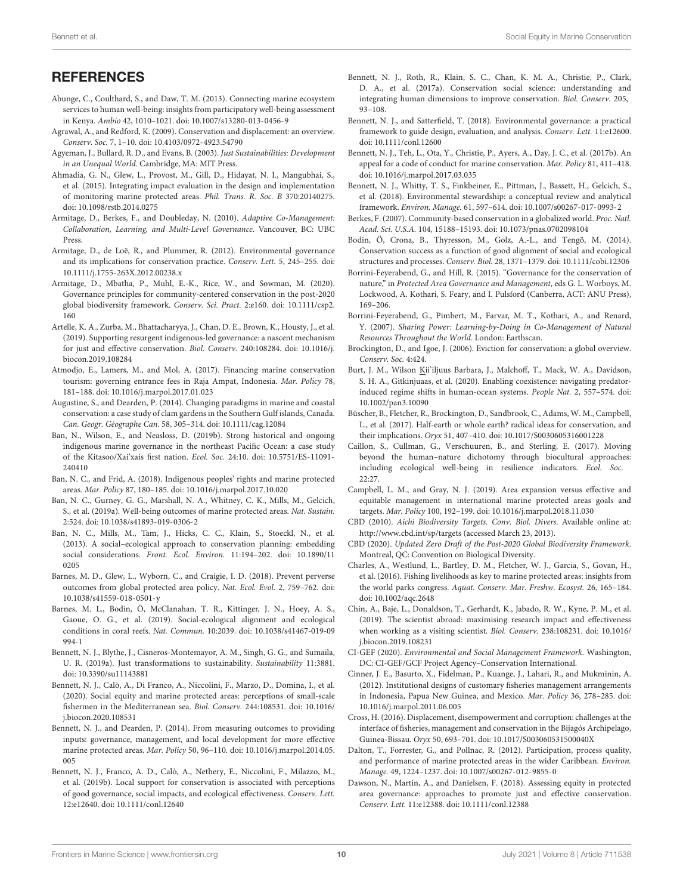## REFERENCES

Abunge, C., Coulthard, S., and Daw, T. M. (2013). Connecting marine ecosystem services to human well-being: insights from participatory well-being assessment in Kenya. *Ambio* 42, 1010–1021. doi: 10.1007/s13280-013-0456-9

Agrawal, A., and Redford, K. (2009). Conservation and displacement: an overview. *Conserv. Soc.* 7, 1–10. doi: 10.4103/0972-4923.54790

Agyeman, J., Bullard, R. D., and Evans, B. (2003). *Just Sustainabilities: Development in an Unequal World*. Cambridge, MA: MIT Press.

Ahmadia, G. N., Glew, L., Provost, M., Gill, D., Hidayat, N. I., Mangubhai, S., et al. (2015). Integrating impact evaluation in the design and implementation of monitoring marine protected areas. *Phil. Trans. R. Soc. B* 370:20140275. doi: 10.1098/rstb.2014.0275

Armitage, D., Berkes, F., and Doubleday, N. (2010). *Adaptive Co-Management: Collaboration, Learning, and Multi-Level Governance*. Vancouver, BC: UBC Press.

Armitage, D., de Loë, R., and Plummer, R. (2012). Environmental governance and its implications for conservation practice. *Conserv. Lett.* 5, 245–255. doi: 10.1111/j.1755-263X.2012.00238.x

Armitage, D., Mbatha, P., Muhl, E.-K., Rice, W., and Sowman, M. (2020). Governance principles for community-centered conservation in the post-2020 global biodiversity framework. *Conserv. Sci. Pract.* 2:e160. doi: 10.1111/csp2.160

Artelle, K. A., Zurba, M., Bhattacharyya, J., Chan, D. E., Brown, K., Housty, J., et al. (2019). Supporting resurgent indigenous-led governance: a nascent mechanism for just and effective conservation. *Biol. Conserv.* 240:108284. doi: 10.1016/j.biocon.2019.108284

Atmodjo, E., Lamers, M., and Mol, A. (2017). Financing marine conservation tourism: governing entrance fees in Raja Ampat, Indonesia. *Mar. Policy* 78, 181–188. doi: 10.1016/j.marpol.2017.01.023

Augustine, S., and Dearden, P. (2014). Changing paradigms in marine and coastal conservation: a case study of clam gardens in the Southern Gulf islands, Canada. *Can. Geogr. Géographe Can.* 58, 305–314. doi: 10.1111/cag.12084

Ban, N., Wilson, E., and Neasloss, D. (2019b). Strong historical and ongoing indigenous marine governance in the northeast Pacific Ocean: a case study of the Kitasoo/Xai'xais first nation. *Ecol. Soc.* 24:10. doi: 10.5751/ES-11091-240410

Ban, N. C., and Frid, A. (2018). Indigenous peoples' rights and marine protected areas. *Mar. Policy* 87, 180–185. doi: 10.1016/j.marpol.2017.10.020

Ban, N. C., Gurney, G. G., Marshall, N. A., Whitney, C. K., Mills, M., Gelcich, S., et al. (2019a). Well-being outcomes of marine protected areas. *Nat. Sustain.* 2:524. doi: 10.1038/s41893-019-0306-2

Ban, N. C., Mills, M., Tam, J., Hicks, C. C., Klain, S., Stoeckl, N., et al. (2013). A social–ecological approach to conservation planning: embedding social considerations. *Front. Ecol. Environ.* 11:194–202. doi: 10.1890/110205

Barnes, M. D., Glew, L., Wyborn, C., and Craigie, I. D. (2018). Prevent perverse outcomes from global protected area policy. *Nat. Ecol. Evol.* 2, 759–762. doi: 10.1038/s41559-018-0501-y

Barnes, M. L., Bodin, Ö, McClanahan, T. R., Kittinger, J. N., Hoey, A. S., Gaoue, O. G., et al. (2019). Social-ecological alignment and ecological conditions in coral reefs. *Nat. Commun.* 10:2039. doi: 10.1038/s41467-019-09994-1

Bennett, N. J., Blythe, J., Cisneros-Montemayor, A. M., Singh, G. G., and Sumaila, U. R. (2019a). Just transformations to sustainability. *Sustainability* 11:3881. doi: 10.3390/su11143881

Bennett, N. J., Calò, A., Di Franco, A., Niccolini, F., Marzo, D., Domina, I., et al. (2020). Social equity and marine protected areas: perceptions of small-scale fishermen in the Mediterranean sea. *Biol. Conserv.* 244:108531. doi: 10.1016/j.biocon.2020.108531

Bennett, N. J., and Dearden, P. (2014). From measuring outcomes to providing inputs: governance, management, and local development for more effective marine protected areas. *Mar. Policy* 50, 96–110. doi: 10.1016/j.marpol.2014.05.005

Bennett, N. J., Franco, A. D., Calò, A., Nethery, E., Niccolini, F., Milazzo, M., et al. (2019b). Local support for conservation is associated with perceptions of good governance, social impacts, and ecological effectiveness. *Conserv. Lett.* 12:e12640. doi: 10.1111/conl.12640

Bennett, N. J., Roth, R., Klain, S. C., Chan, K. M. A., Christie, P., Clark, D. A., et al. (2017a). Conservation social science: understanding and integrating human dimensions to improve conservation. *Biol. Conserv.* 205, 93–108.

Bennett, N. J., and Satterfield, T. (2018). Environmental governance: a practical framework to guide design, evaluation, and analysis. *Conserv. Lett.* 11:e12600. doi: 10.1111/conl.12600

Bennett, N. J., Teh, L., Ota, Y., Christie, P., Ayers, A., Day, J. C., et al. (2017b). An appeal for a code of conduct for marine conservation. *Mar. Policy* 81, 411–418. doi: 10.1016/j.marpol.2017.03.035

Bennett, N. J., Whitty, T. S., Finkbeiner, E., Pittman, J., Bassett, H., Gelcich, S., et al. (2018). Environmental stewardship: a conceptual review and analytical framework. *Environ. Manage.* 61, 597–614. doi: 10.1007/s00267-017-0993-2

Berkes, F. (2007). Community-based conservation in a globalized world. *Proc. Natl. Acad. Sci. U.S.A.* 104, 15188–15193. doi: 10.1073/pnas.0702098104

Bodin, Ö., Crona, B., Thyresson, M., Golz, A.-L., and Tengö, M. (2014). Conservation success as a function of good alignment of social and ecological structures and processes. *Conserv. Biol.* 28, 1371–1379. doi: 10.1111/cobi.12306

Borrini-Feyerabend, G., and Hill, R. (2015). "Governance for the conservation of nature," in *Protected Area Governance and Management*, eds G. L. Worboys, M. Lockwood, A. Kothari, S. Feary, and I. Pulsford (Canberra, ACT: ANU Press), 169–206.

Borrini-Feyerabend, G., Pimbert, M., Farvar, M. T., Kothari, A., and Renard, Y. (2007). *Sharing Power: Learning-by-Doing in Co-Management of Natural Resources Throughout the World*. London: Earthscan.

Brockington, D., and Igoe, J. (2006). Eviction for conservation: a global overview. *Conserv. Soc.* 4:424.

Burt, J. M., Wilson Kii'iljuus Barbara, J., Malchoff, T., Mack, W. A., Davidson, S. H. A., Gitkinjuaas, et al. (2020). Enabling coexistence: navigating predator-induced regime shifts in human-ocean systems. *People Nat.* 2, 557–574. doi: 10.1002/pan3.10090

Büscher, B., Fletcher, R., Brockington, D., Sandbrook, C., Adams, W. M., Campbell, L., et al. (2017). Half-earth or whole earth? radical ideas for conservation, and their implications. *Oryx* 51, 407–410. doi: 10.1017/S0030605316001228

Caillon, S., Cullman, G., Verschuuren, B., and Sterling, E. (2017). Moving beyond the human–nature dichotomy through biocultural approaches: including ecological well-being in resilience indicators. *Ecol. Soc.* 22:27.

Campbell, L. M., and Gray, N. J. (2019). Area expansion versus effective and equitable management in international marine protected areas goals and targets. *Mar. Policy* 100, 192–199. doi: 10.1016/j.marpol.2018.11.030

CBD (2010). *Aichi Biodiversity Targets. Conv. Biol. Divers*. Available online at: http://www.cbd.int/sp/targets (accessed March 23, 2013).

CBD (2020). *Updated Zero Draft of the Post-2020 Global Biodiversity Framework*. Montreal, QC: Convention on Biological Diversity.

Charles, A., Westlund, L., Bartley, D. M., Fletcher, W. J., Garcia, S., Govan, H., et al. (2016). Fishing livelihoods as key to marine protected areas: insights from the world parks congress. *Aquat. Conserv. Mar. Freshw. Ecosyst.* 26, 165–184. doi: 10.1002/aqc.2648

Chin, A., Baje, L., Donaldson, T., Gerhardt, K., Jabado, R. W., Kyne, P. M., et al. (2019). The scientist abroad: maximising research impact and effectiveness when working as a visiting scientist. *Biol. Conserv.* 238:108231. doi: 10.1016/j.biocon.2019.108231

CI-GEF (2020). *Environmental and Social Management Framework*. Washington, DC: CI-GEF/GCF Project Agency–Conservation International.

Cinner, J. E., Basurto, X., Fidelman, P., Kuange, J., Lahari, R., and Mukminin, A. (2012). Institutional designs of customary fisheries management arrangements in Indonesia, Papua New Guinea, and Mexico. *Mar. Policy* 36, 278–285. doi: 10.1016/j.marpol.2011.06.005

Cross, H. (2016). Displacement, disempowerment and corruption: challenges at the interface of fisheries, management and conservation in the Bijagós Archipelago, Guinea-Bissau. *Oryx* 50, 693–701. doi: 10.1017/S003060531500040X

Dalton, T., Forrester, G., and Pollnac, R. (2012). Participation, process quality, and performance of marine protected areas in the wider Caribbean. *Environ. Manage.* 49, 1224–1237. doi: 10.1007/s00267-012-9855-0

Dawson, N., Martin, A., and Danielsen, F. (2018). Assessing equity in protected area governance: approaches to promote just and effective conservation. *Conserv. Lett.* 11:e12388. doi: 10.1111/conl.12388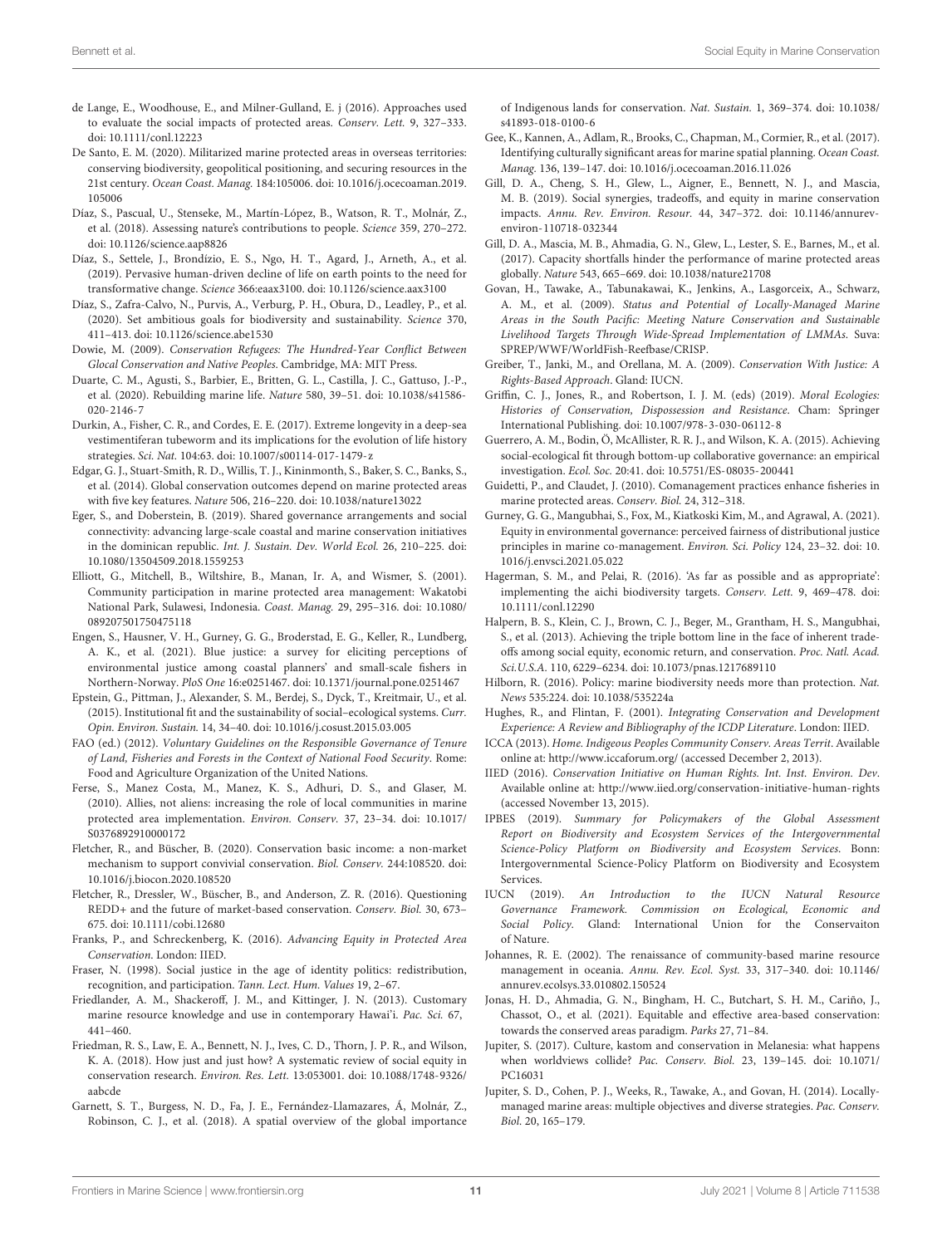de Lange, E., Woodhouse, E., and Milner-Gulland, E. j (2016). Approaches used to evaluate the social impacts of protected areas. *Conserv. Lett.* 9, 327–333. doi: 10.1111/conl.12223

De Santo, E. M. (2020). Militarized marine protected areas in overseas territories: conserving biodiversity, geopolitical positioning, and securing resources in the 21st century. *Ocean Coast. Manag.* 184:105006. doi: 10.1016/j.ocecoaman.2019.105006

Díaz, S., Pascual, U., Stenseke, M., Martín-López, B., Watson, R. T., Molnár, Z., et al. (2018). Assessing nature's contributions to people. *Science* 359, 270–272. doi: 10.1126/science.aap8826

Díaz, S., Settele, J., Brondízio, E. S., Ngo, H. T., Agard, J., Arneth, A., et al. (2019). Pervasive human-driven decline of life on earth points to the need for transformative change. *Science* 366:eaax3100. doi: 10.1126/science.aax3100

Díaz, S., Zafra-Calvo, N., Purvis, A., Verburg, P. H., Obura, D., Leadley, P., et al. (2020). Set ambitious goals for biodiversity and sustainability. *Science* 370, 411–413. doi: 10.1126/science.abe1530

Dowie, M. (2009). *Conservation Refugees: The Hundred-Year Conflict Between Glocal Conservation and Native Peoples*. Cambridge, MA: MIT Press.

Duarte, C. M., Agusti, S., Barbier, E., Britten, G. L., Castilla, J. C., Gattuso, J.-P., et al. (2020). Rebuilding marine life. *Nature* 580, 39–51. doi: 10.1038/s41586-020-2146-7

Durkin, A., Fisher, C. R., and Cordes, E. E. (2017). Extreme longevity in a deep-sea vestimentiferan tubeworm and its implications for the evolution of life history strategies. *Sci. Nat.* 104:63. doi: 10.1007/s00114-017-1479-z

Edgar, G. J., Stuart-Smith, R. D., Willis, T. J., Kininmonth, S., Baker, S. C., Banks, S., et al. (2014). Global conservation outcomes depend on marine protected areas with five key features. *Nature* 506, 216–220. doi: 10.1038/nature13022

Eger, S., and Doberstein, B. (2019). Shared governance arrangements and social connectivity: advancing large-scale coastal and marine conservation initiatives in the dominican republic. *Int. J. Sustain. Dev. World Ecol.* 26, 210–225. doi: 10.1080/13504509.2018.1559253

Elliott, G., Mitchell, B., Wiltshire, B., Manan, Ir. A, and Wismer, S. (2001). Community participation in marine protected area management: Wakatobi National Park, Sulawesi, Indonesia. *Coast. Manag.* 29, 295–316. doi: 10.1080/089207501750475118

Engen, S., Hausner, V. H., Gurney, G. G., Broderstad, E. G., Keller, R., Lundberg, A. K., et al. (2021). Blue justice: a survey for eliciting perceptions of environmental justice among coastal planners' and small-scale fishers in Northern-Norway. *PloS One* 16:e0251467. doi: 10.1371/journal.pone.0251467

Epstein, G., Pittman, J., Alexander, S. M., Berdej, S., Dyck, T., Kreitmair, U., et al. (2015). Institutional fit and the sustainability of social–ecological systems. *Curr. Opin. Environ. Sustain.* 14, 34–40. doi: 10.1016/j.cosust.2015.03.005

FAO (ed.) (2012). *Voluntary Guidelines on the Responsible Governance of Tenure of Land, Fisheries and Forests in the Context of National Food Security*. Rome: Food and Agriculture Organization of the United Nations.

Ferse, S., Manez Costa, M., Manez, K. S., Adhuri, D. S., and Glaser, M. (2010). Allies, not aliens: increasing the role of local communities in marine protected area implementation. *Environ. Conserv.* 37, 23–34. doi: 10.1017/S0376892910000172

Fletcher, R., and Büscher, B. (2020). Conservation basic income: a non-market mechanism to support convivial conservation. *Biol. Conserv.* 244:108520. doi: 10.1016/j.biocon.2020.108520

Fletcher, R., Dressler, W., Büscher, B., and Anderson, Z. R. (2016). Questioning REDD+ and the future of market-based conservation. *Conserv. Biol.* 30, 673–675. doi: 10.1111/cobi.12680

Franks, P., and Schreckenberg, K. (2016). *Advancing Equity in Protected Area Conservation*. London: IIED.

Fraser, N. (1998). Social justice in the age of identity politics: redistribution, recognition, and participation. *Tann. Lect. Hum. Values* 19, 2–67.

Friedlander, A. M., Shackeroff, J. M., and Kittinger, J. N. (2013). Customary marine resource knowledge and use in contemporary Hawai'i. *Pac. Sci.* 67, 441–460.

Friedman, R. S., Law, E. A., Bennett, N. J., Ives, C. D., Thorn, J. P. R., and Wilson, K. A. (2018). How just and just how? A systematic review of social equity in conservation research. *Environ. Res. Lett.* 13:053001. doi: 10.1088/1748-9326/aabcde

Garnett, S. T., Burgess, N. D., Fa, J. E., Fernández-Llamazares, Á, Molnár, Z., Robinson, C. J., et al. (2018). A spatial overview of the global importance of Indigenous lands for conservation. *Nat. Sustain.* 1, 369–374. doi: 10.1038/s41893-018-0100-6

Gee, K., Kannen, A., Adlam, R., Brooks, C., Chapman, M., Cormier, R., et al. (2017). Identifying culturally significant areas for marine spatial planning. *Ocean Coast. Manag.* 136, 139–147. doi: 10.1016/j.ocecoaman.2016.11.026

Gill, D. A., Cheng, S. H., Glew, L., Aigner, E., Bennett, N. J., and Mascia, M. B. (2019). Social synergies, tradeoffs, and equity in marine conservation impacts. *Annu. Rev. Environ. Resour.* 44, 347–372. doi: 10.1146/annurev-environ-110718-032344

Gill, D. A., Mascia, M. B., Ahmadia, G. N., Glew, L., Lester, S. E., Barnes, M., et al. (2017). Capacity shortfalls hinder the performance of marine protected areas globally. *Nature* 543, 665–669. doi: 10.1038/nature21708

Govan, H., Tawake, A., Tabunakawai, K., Jenkins, A., Lasgorceix, A., Schwarz, A. M., et al. (2009). *Status and Potential of Locally-Managed Marine Areas in the South Pacific: Meeting Nature Conservation and Sustainable Livelihood Targets Through Wide-Spread Implementation of LMMAs*. Suva: SPREP/WWF/WorldFish-Reefbase/CRISP.

Greiber, T., Janki, M., and Orellana, M. A. (2009). *Conservation With Justice: A Rights-Based Approach*. Gland: IUCN.

Griffin, C. J., Jones, R., and Robertson, I. J. M. (eds) (2019). *Moral Ecologies: Histories of Conservation, Dispossession and Resistance*. Cham: Springer International Publishing. doi: 10.1007/978-3-030-06112-8

Guerrero, A. M., Bodin, Ö, McAllister, R. R. J., and Wilson, K. A. (2015). Achieving social-ecological fit through bottom-up collaborative governance: an empirical investigation. *Ecol. Soc.* 20:41. doi: 10.5751/ES-08035-200441

Guidetti, P., and Claudet, J. (2010). Comanagement practices enhance fisheries in marine protected areas. *Conserv. Biol.* 24, 312–318.

Gurney, G. G., Mangubhai, S., Fox, M., Kiatkoski Kim, M., and Agrawal, A. (2021). Equity in environmental governance: perceived fairness of distributional justice principles in marine co-management. *Environ. Sci. Policy* 124, 23–32. doi: 10.1016/j.envsci.2021.05.022

Hagerman, S. M., and Pelai, R. (2016). 'As far as possible and as appropriate': implementing the aichi biodiversity targets. *Conserv. Lett.* 9, 469–478. doi: 10.1111/conl.12290

Halpern, B. S., Klein, C. J., Brown, C. J., Beger, M., Grantham, H. S., Mangubhai, S., et al. (2013). Achieving the triple bottom line in the face of inherent trade-offs among social equity, economic return, and conservation. *Proc. Natl. Acad. Sci.U.S.A.* 110, 6229–6234. doi: 10.1073/pnas.1217689110

Hilborn, R. (2016). Policy: marine biodiversity needs more than protection. *Nat. News* 535:224. doi: 10.1038/535224a

Hughes, R., and Flintan, F. (2001). *Integrating Conservation and Development Experience: A Review and Bibliography of the ICDP Literature*. London: IIED.

ICCA (2013). *Home. Indigeous Peoples Community Conserv. Areas Territ*. Available online at: http://www.iccaforum.org/ (accessed December 2, 2013).

IIED (2016). *Conservation Initiative on Human Rights. Int. Inst. Environ. Dev.* Available online at: http://www.iied.org/conservation-initiative-human-rights (accessed November 13, 2015).

IPBES (2019). *Summary for Policymakers of the Global Assessment Report on Biodiversity and Ecosystem Services of the Intergovernmental Science-Policy Platform on Biodiversity and Ecosystem Services*. Bonn: Intergovernmental Science-Policy Platform on Biodiversity and Ecosystem Services.

IUCN (2019). *An Introduction to the IUCN Natural Resource Governance Framework. Commission on Ecological, Economic and Social Policy*. Gland: International Union for the Conservaiton of Nature.

Johannes, R. E. (2002). The renaissance of community-based marine resource management in oceania. *Annu. Rev. Ecol. Syst.* 33, 317–340. doi: 10.1146/annurev.ecolsys.33.010802.150524

Jonas, H. D., Ahmadia, G. N., Bingham, H. C., Butchart, S. H. M., Cariño, J., Chassot, O., et al. (2021). Equitable and effective area-based conservation: towards the conserved areas paradigm. *Parks* 27, 71–84.

Jupiter, S. (2017). Culture, kastom and conservation in Melanesia: what happens when worldviews collide? *Pac. Conserv. Biol.* 23, 139–145. doi: 10.1071/PC16031

Jupiter, S. D., Cohen, P. J., Weeks, R., Tawake, A., and Govan, H. (2014). Locally-managed marine areas: multiple objectives and diverse strategies. *Pac. Conserv. Biol.* 20, 165–179.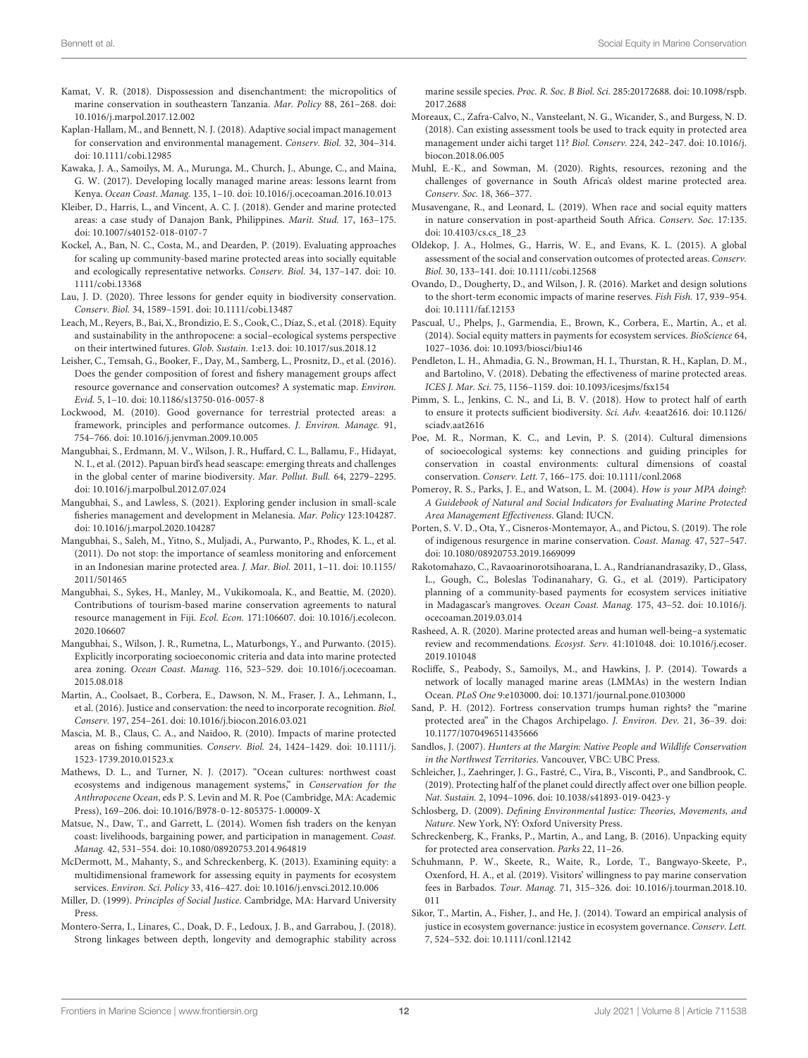Kamat, V. R. (2018). Dispossession and disenchantment: the micropolitics of marine conservation in southeastern Tanzania. *Mar. Policy* 88, 261–268. doi: 10.1016/j.marpol.2017.12.002

Kaplan-Hallam, M., and Bennett, N. J. (2018). Adaptive social impact management for conservation and environmental management. *Conserv. Biol.* 32, 304–314. doi: 10.1111/cobi.12985

Kawaka, J. A., Samoilys, M. A., Murunga, M., Church, J., Abunge, C., and Maina, G. W. (2017). Developing locally managed marine areas: lessons learnt from Kenya. *Ocean Coast. Manag.* 135, 1–10. doi: 10.1016/j.ocecoaman.2016.10.013

Kleiber, D., Harris, L., and Vincent, A. C. J. (2018). Gender and marine protected areas: a case study of Danajon Bank, Philippines. *Marit. Stud.* 17, 163–175. doi: 10.1007/s40152-018-0107-7

Kockel, A., Ban, N. C., Costa, M., and Dearden, P. (2019). Evaluating approaches for scaling up community-based marine protected areas into socially equitable and ecologically representative networks. *Conserv. Biol.* 34, 137–147. doi: 10.1111/cobi.13368

Lau, J. D. (2020). Three lessons for gender equity in biodiversity conservation. *Conserv. Biol.* 34, 1589–1591. doi: 10.1111/cobi.13487

Leach, M., Reyers, B., Bai, X., Brondizio, E. S., Cook, C., Díaz, S., et al. (2018). Equity and sustainability in the anthropocene: a social–ecological systems perspective on their intertwined futures. *Glob. Sustain.* 1:e13. doi: 10.1017/sus.2018.12

Leisher, C., Temsah, G., Booker, F., Day, M., Samberg, L., Prosnitz, D., et al. (2016). Does the gender composition of forest and fishery management groups affect resource governance and conservation outcomes? A systematic map. *Environ. Evid.* 5, 1–10. doi: 10.1186/s13750-016-0057-8

Lockwood, M. (2010). Good governance for terrestrial protected areas: a framework, principles and performance outcomes. *J. Environ. Manage.* 91, 754–766. doi: 10.1016/j.jenvman.2009.10.005

Mangubhai, S., Erdmann, M. V., Wilson, J. R., Huffard, C. L., Ballamu, F., Hidayat, N. I., et al. (2012). Papuan bird's head seascape: emerging threats and challenges in the global center of marine biodiversity. *Mar. Pollut. Bull.* 64, 2279–2295. doi: 10.1016/j.marpolbul.2012.07.024

Mangubhai, S., and Lawless, S. (2021). Exploring gender inclusion in small-scale fisheries management and development in Melanesia. *Mar. Policy* 123:104287. doi: 10.1016/j.marpol.2020.104287

Mangubhai, S., Saleh, M., Yitno, S., Muljadi, A., Purwanto, P., Rhodes, K. L., et al. (2011). Do not stop: the importance of seamless monitoring and enforcement in an Indonesian marine protected area. *J. Mar. Biol.* 2011, 1–11. doi: 10.1155/2011/501465

Mangubhai, S., Sykes, H., Manley, M., Vukikomoala, K., and Beattie, M. (2020). Contributions of tourism-based marine conservation agreements to natural resource management in Fiji. *Ecol. Econ.* 171:106607. doi: 10.1016/j.ecolecon.2020.106607

Mangubhai, S., Wilson, J. R., Rumetna, L., Maturbongs, Y., and Purwanto. (2015). Explicitly incorporating socioeconomic criteria and data into marine protected area zoning. *Ocean Coast. Manag.* 116, 523–529. doi: 10.1016/j.ocecoaman.2015.08.018

Martin, A., Coolsaet, B., Corbera, E., Dawson, N. M., Fraser, J. A., Lehmann, I., et al. (2016). Justice and conservation: the need to incorporate recognition. *Biol. Conserv.* 197, 254–261. doi: 10.1016/j.biocon.2016.03.021

Mascia, M. B., Claus, C. A., and Naidoo, R. (2010). Impacts of marine protected areas on fishing communities. *Conserv. Biol.* 24, 1424–1429. doi: 10.1111/j.1523-1739.2010.01523.x

Mathews, D. L., and Turner, N. J. (2017). "Ocean cultures: northwest coast ecosystems and indigenous management systems," in *Conservation for the Anthropocene Ocean*, eds P. S. Levin and M. R. Poe (Cambridge, MA: Academic Press), 169–206. doi: 10.1016/B978-0-12-805375-1.00009-X

Matsue, N., Daw, T., and Garrett, L. (2014). Women fish traders on the kenyan coast: livelihoods, bargaining power, and participation in management. *Coast. Manag.* 42, 531–554. doi: 10.1080/08920753.2014.964819

McDermott, M., Mahanty, S., and Schreckenberg, K. (2013). Examining equity: a multidimensional framework for assessing equity in payments for ecosystem services. *Environ. Sci. Policy* 33, 416–427. doi: 10.1016/j.envsci.2012.10.006

Miller, D. (1999). *Principles of Social Justice*. Cambridge, MA: Harvard University Press.

Montero-Serra, I., Linares, C., Doak, D. F., Ledoux, J. B., and Garrabou, J. (2018). Strong linkages between depth, longevity and demographic stability across marine sessile species. *Proc. R. Soc. B Biol. Sci.* 285:20172688. doi: 10.1098/rspb.2017.2688

Moreaux, C., Zafra-Calvo, N., Vansteelant, N. G., Wicander, S., and Burgess, N. D. (2018). Can existing assessment tools be used to track equity in protected area management under aichi target 11? *Biol. Conserv.* 224, 242–247. doi: 10.1016/j.biocon.2018.06.005

Muhl, E.-K., and Sowman, M. (2020). Rights, resources, rezoning and the challenges of governance in South Africa's oldest marine protected area. *Conserv. Soc.* 18, 366–377.

Musavengane, R., and Leonard, L. (2019). When race and social equity matters in nature conservation in post-apartheid South Africa. *Conserv. Soc.* 17:135. doi: 10.4103/cs.cs_18_23

Oldekop, J. A., Holmes, G., Harris, W. E., and Evans, K. L. (2015). A global assessment of the social and conservation outcomes of protected areas. *Conserv. Biol.* 30, 133–141. doi: 10.1111/cobi.12568

Ovando, D., Dougherty, D., and Wilson, J. R. (2016). Market and design solutions to the short-term economic impacts of marine reserves. *Fish Fish.* 17, 939–954. doi: 10.1111/faf.12153

Pascual, U., Phelps, J., Garmendia, E., Brown, K., Corbera, E., Martin, A., et al. (2014). Social equity matters in payments for ecosystem services. *BioScience* 64, 1027–1036. doi: 10.1093/biosci/biu146

Pendleton, L. H., Ahmadia, G. N., Browman, H. I., Thurstan, R. H., Kaplan, D. M., and Bartolino, V. (2018). Debating the effectiveness of marine protected areas. *ICES J. Mar. Sci.* 75, 1156–1159. doi: 10.1093/icesjms/fsx154

Pimm, S. L., Jenkins, C. N., and Li, B. V. (2018). How to protect half of earth to ensure it protects sufficient biodiversity. *Sci. Adv.* 4:eaat2616. doi: 10.1126/sciadv.aat2616

Poe, M. R., Norman, K. C., and Levin, P. S. (2014). Cultural dimensions of socioecological systems: key connections and guiding principles for conservation in coastal environments: cultural dimensions of coastal conservation. *Conserv. Lett.* 7, 166–175. doi: 10.1111/conl.2068

Pomeroy, R. S., Parks, J. E., and Watson, L. M. (2004). *How is your MPA doing?: A Guidebook of Natural and Social Indicators for Evaluating Marine Protected Area Management Effectiveness*. Gland: IUCN.

Porten, S. V. D., Ota, Y., Cisneros-Montemayor, A., and Pictou, S. (2019). The role of indigenous resurgence in marine conservation. *Coast. Manag.* 47, 527–547. doi: 10.1080/08920753.2019.1669099

Rakotomahazo, C., Ravaoarinorotsihoarana, L. A., Randrianandrasaziky, D., Glass, L., Gough, C., Boleslas Todinanahary, G. G., et al. (2019). Participatory planning of a community-based payments for ecosystem services initiative in Madagascar's mangroves. *Ocean Coast. Manag.* 175, 43–52. doi: 10.1016/j.ocecoaman.2019.03.014

Rasheed, A. R. (2020). Marine protected areas and human well-being–a systematic review and recommendations. *Ecosyst. Serv.* 41:101048. doi: 10.1016/j.ecoser.2019.101048

Rocliffe, S., Peabody, S., Samoilys, M., and Hawkins, J. P. (2014). Towards a network of locally managed marine areas (LMMAs) in the western Indian Ocean. *PLoS One* 9:e103000. doi: 10.1371/journal.pone.0103000

Sand, P. H. (2012). Fortress conservation trumps human rights? the "marine protected area" in the Chagos Archipelago. *J. Environ. Dev.* 21, 36–39. doi: 10.1177/1070496511435666

Sandlos, J. (2007). *Hunters at the Margin: Native People and Wildlife Conservation in the Northwest Territories*. Vancouver, VBC: UBC Press.

Schleicher, J., Zaehringer, J. G., Fastré, C., Vira, B., Visconti, P., and Sandbrook, C. (2019). Protecting half of the planet could directly affect over one billion people. *Nat. Sustain.* 2, 1094–1096. doi: 10.1038/s41893-019-0423-y

Schlosberg, D. (2009). *Defining Environmental Justice: Theories, Movements, and Nature*. New York, NY: Oxford University Press.

Schreckenberg, K., Franks, P., Martin, A., and Lang, B. (2016). Unpacking equity for protected area conservation. *Parks* 22, 11–26.

Schuhmann, P. W., Skeete, R., Waite, R., Lorde, T., Bangwayo-Skeete, P., Oxenford, H. A., et al. (2019). Visitors' willingness to pay marine conservation fees in Barbados. *Tour. Manag.* 71, 315–326. doi: 10.1016/j.tourman.2018.10.011

Sikor, T., Martin, A., Fisher, J., and He, J. (2014). Toward an empirical analysis of justice in ecosystem governance: justice in ecosystem governance. *Conserv. Lett.* 7, 524–532. doi: 10.1111/conl.12142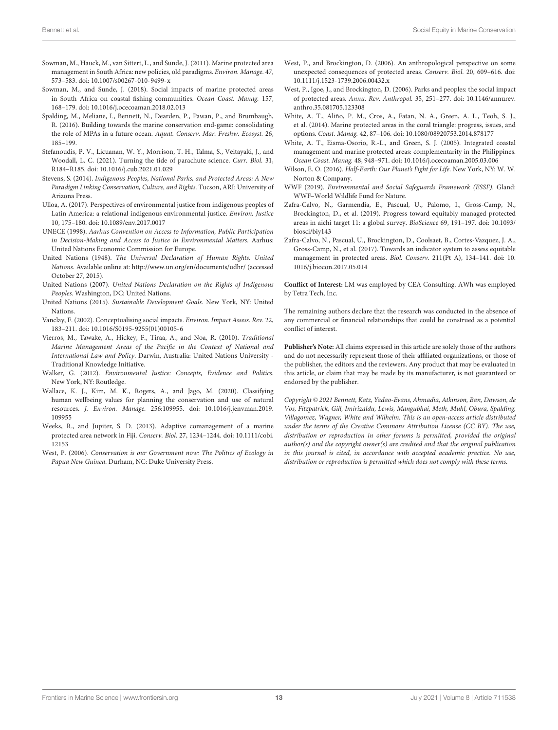Sowman, M., Hauck, M., van Sittert, L., and Sunde, J. (2011). Marine protected area management in South Africa: new policies, old paradigms. *Environ. Manage.* 47, 573–583. doi: 10.1007/s00267-010-9499-x

Sowman, M., and Sunde, J. (2018). Social impacts of marine protected areas in South Africa on coastal fishing communities. *Ocean Coast. Manag.* 157, 168–179. doi: 10.1016/j.ocecoaman.2018.02.013

Spalding, M., Meliane, I., Bennett, N., Dearden, P., Pawan, P., and Brumbaugh, R. (2016). Building towards the marine conservation end-game: consolidating the role of MPAs in a future ocean. *Aquat. Conserv. Mar. Freshw. Ecosyst.* 26, 185–199.

Stefanoudis, P. V., Licuanan, W. Y., Morrison, T. H., Talma, S., Veitayaki, J., and Woodall, L. C. (2021). Turning the tide of parachute science. *Curr. Biol.* 31, R184–R185. doi: 10.1016/j.cub.2021.01.029

Stevens, S. (2014). *Indigenous Peoples, National Parks, and Protected Areas: A New Paradigm Linking Conservation, Culture, and Rights*. Tucson, ARI: University of Arizona Press.

Ulloa, A. (2017). Perspectives of environmental justice from indigenous peoples of Latin America: a relational indigenous environmental justice. *Environ. Justice* 10, 175–180. doi: 10.1089/env.2017.0017

UNECE (1998). *Aarhus Convention on Access to Information, Public Participation in Decision-Making and Access to Justice in Environmental Matters*. Aarhus: United Nations Economic Commission for Europe.

United Nations (1948). *The Universal Declaration of Human Rights. United Nations*. Available online at: http://www.un.org/en/documents/udhr/ (accessed October 27, 2015).

United Nations (2007). *United Nations Declaration on the Rights of Indigenous Peoples*. Washington, DC: United Nations.

United Nations (2015). *Sustainable Development Goals*. New York, NY: United Nations.

Vanclay, F. (2002). Conceptualising social impacts. *Environ. Impact Assess. Rev.* 22, 183–211. doi: 10.1016/S0195-9255(01)00105-6

Vierros, M., Tawake, A., Hickey, F., Tiraa, A., and Noa, R. (2010). *Traditional Marine Management Areas of the Pacific in the Context of National and International Law and Policy*. Darwin, Australia: United Nations University - Traditional Knowledge Initiative.

Walker, G. (2012). *Environmental Justice: Concepts, Evidence and Politics*. New York, NY: Routledge.

Wallace, K. J., Kim, M. K., Rogers, A., and Jago, M. (2020). Classifying human wellbeing values for planning the conservation and use of natural resources. *J. Environ. Manage.* 256:109955. doi: 10.1016/j.jenvman.2019.109955

Weeks, R., and Jupiter, S. D. (2013). Adaptive comanagement of a marine protected area network in Fiji. *Conserv. Biol.* 27, 1234–1244. doi: 10.1111/cobi.12153

West, P. (2006). *Conservation is our Government now: The Politics of Ecology in Papua New Guinea*. Durham, NC: Duke University Press.

West, P., and Brockington, D. (2006). An anthropological perspective on some unexpected consequences of protected areas. *Conserv. Biol.* 20, 609–616. doi: 10.1111/j.1523-1739.2006.00432.x

West, P., Igoe, J., and Brockington, D. (2006). Parks and peoples: the social impact of protected areas. *Annu. Rev. Anthropol.* 35, 251–277. doi: 10.1146/annurev.anthro.35.081705.123308

White, A. T., Aliño, P. M., Cros, A., Fatan, N. A., Green, A. L., Teoh, S. J., et al. (2014). Marine protected areas in the coral triangle: progress, issues, and options. *Coast. Manag.* 42, 87–106. doi: 10.1080/08920753.2014.878177

White, A. T., Eisma-Osorio, R.-L., and Green, S. J. (2005). Integrated coastal management and marine protected areas: complementarity in the Philippines. *Ocean Coast. Manag.* 48, 948–971. doi: 10.1016/j.ocecoaman.2005.03.006

Wilson, E. O. (2016). *Half-Earth: Our Planet's Fight for Life*. New York, NY: W. W. Norton & Company.

WWF (2019). *Environmental and Social Safeguards Framework (ESSF)*. Gland: WWF–World Wildlife Fund for Nature.

Zafra-Calvo, N., Garmendia, E., Pascual, U., Palomo, I., Gross-Camp, N., Brockington, D., et al. (2019). Progress toward equitably managed protected areas in aichi target 11: a global survey. *BioScience* 69, 191–197. doi: 10.1093/biosci/biy143

Zafra-Calvo, N., Pascual, U., Brockington, D., Coolsaet, B., Cortes-Vazquez, J. A., Gross-Camp, N., et al. (2017). Towards an indicator system to assess equitable management in protected areas. *Biol. Conserv.* 211(Pt A), 134–141. doi: 10.1016/j.biocon.2017.05.014

**Conflict of Interest:** LM was employed by CEA Consulting. AWh was employed by Tetra Tech, Inc.

The remaining authors declare that the research was conducted in the absence of any commercial or financial relationships that could be construed as a potential conflict of interest.

**Publisher's Note:** All claims expressed in this article are solely those of the authors and do not necessarily represent those of their affiliated organizations, or those of the publisher, the editors and the reviewers. Any product that may be evaluated in this article, or claim that may be made by its manufacturer, is not guaranteed or endorsed by the publisher.

*Copyright © 2021 Bennett, Katz, Yadao-Evans, Ahmadia, Atkinson, Ban, Dawson, de Vos, Fitzpatrick, Gill, Imirizaldu, Lewis, Mangubhai, Meth, Muhl, Obura, Spalding, Villagomez, Wagner, White and Wilhelm. This is an open-access article distributed under the terms of the Creative Commons Attribution License (CC BY). The use, distribution or reproduction in other forums is permitted, provided the original author(s) and the copyright owner(s) are credited and that the original publication in this journal is cited, in accordance with accepted academic practice. No use, distribution or reproduction is permitted which does not comply with these terms.*